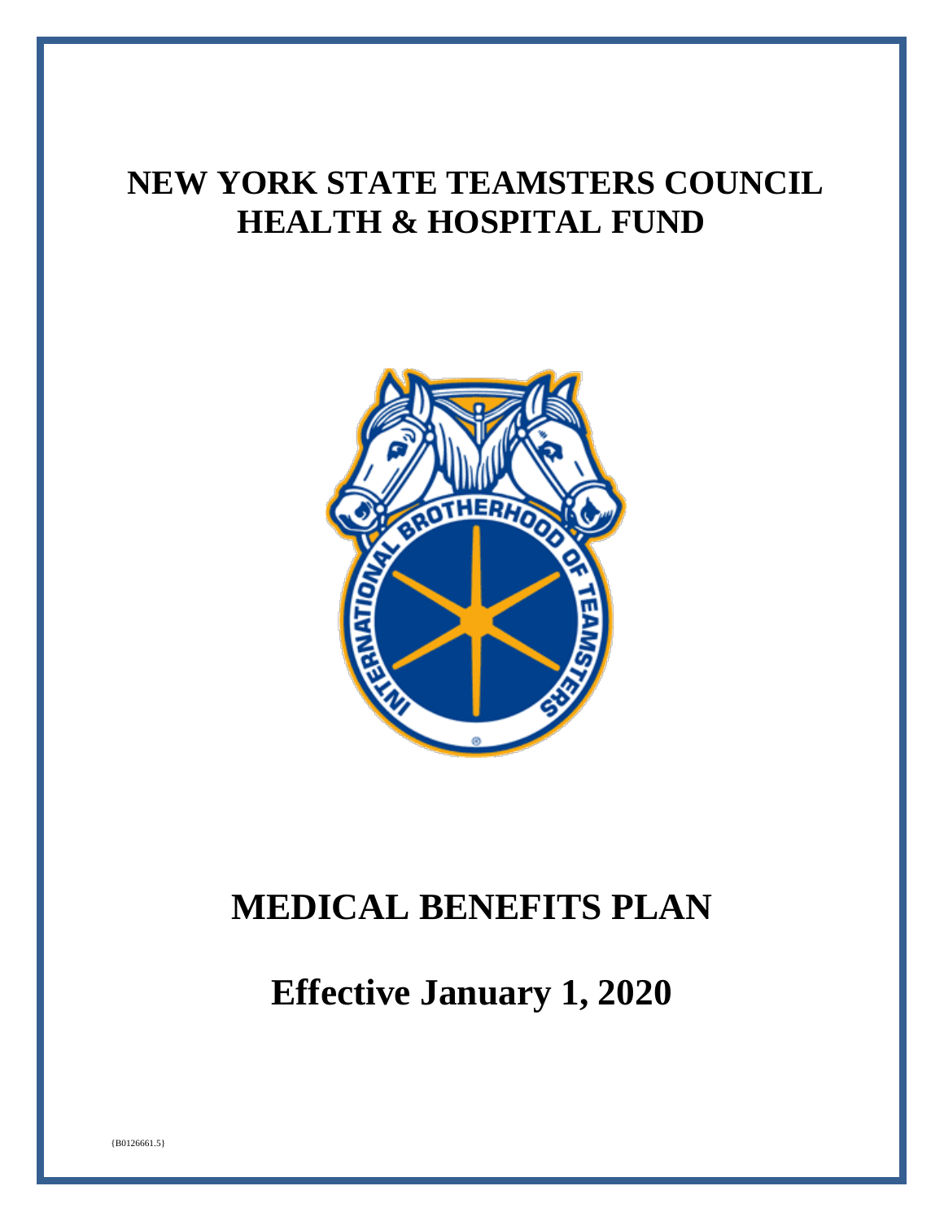# NEW YORK STATE TEAMSTERS COUNCIL HEALTH & HOSPITAL FUND

# MEDICAL BENEFITS PLAN

## Effective January 1, 2020

{B0126661.5}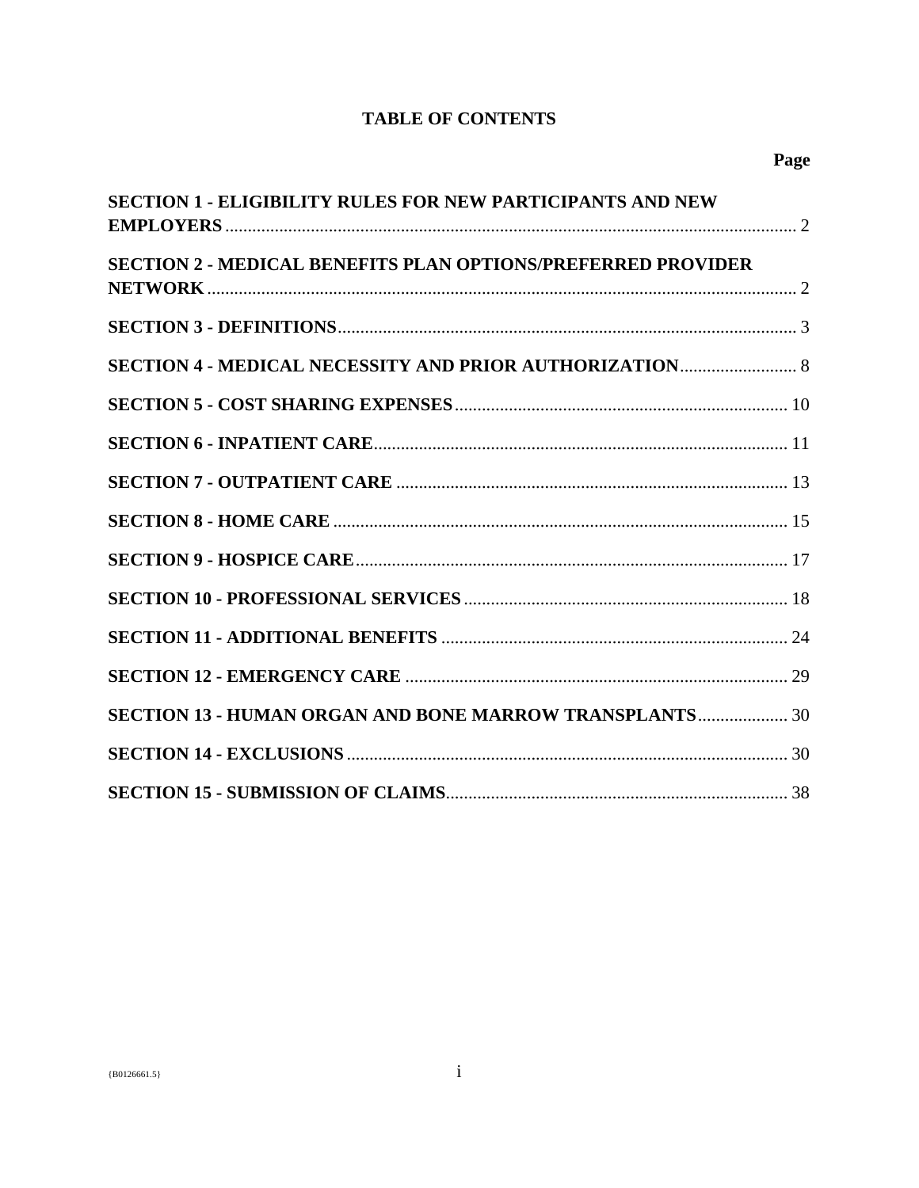# TABLE OF CONTENTS

| | Page |
|---|---|
| **SECTION 1 - ELIGIBILITY RULES FOR NEW PARTICIPANTS AND NEW EMPLOYERS** | 2 |
| **SECTION 2 - MEDICAL BENEFITS PLAN OPTIONS/PREFERRED PROVIDER NETWORK** | 2 |
| **SECTION 3 - DEFINITIONS** | 3 |
| **SECTION 4 - MEDICAL NECESSITY AND PRIOR AUTHORIZATION** | 8 |
| **SECTION 5 - COST SHARING EXPENSES** | 10 |
| **SECTION 6 - INPATIENT CARE** | 11 |
| **SECTION 7 - OUTPATIENT CARE** | 13 |
| **SECTION 8 - HOME CARE** | 15 |
| **SECTION 9 - HOSPICE CARE** | 17 |
| **SECTION 10 - PROFESSIONAL SERVICES** | 18 |
| **SECTION 11 - ADDITIONAL BENEFITS** | 24 |
| **SECTION 12 - EMERGENCY CARE** | 29 |
| **SECTION 13 - HUMAN ORGAN AND BONE MARROW TRANSPLANTS** | 30 |
| **SECTION 14 - EXCLUSIONS** | 30 |
| **SECTION 15 - SUBMISSION OF CLAIMS** | 38 |

{B0126661.5}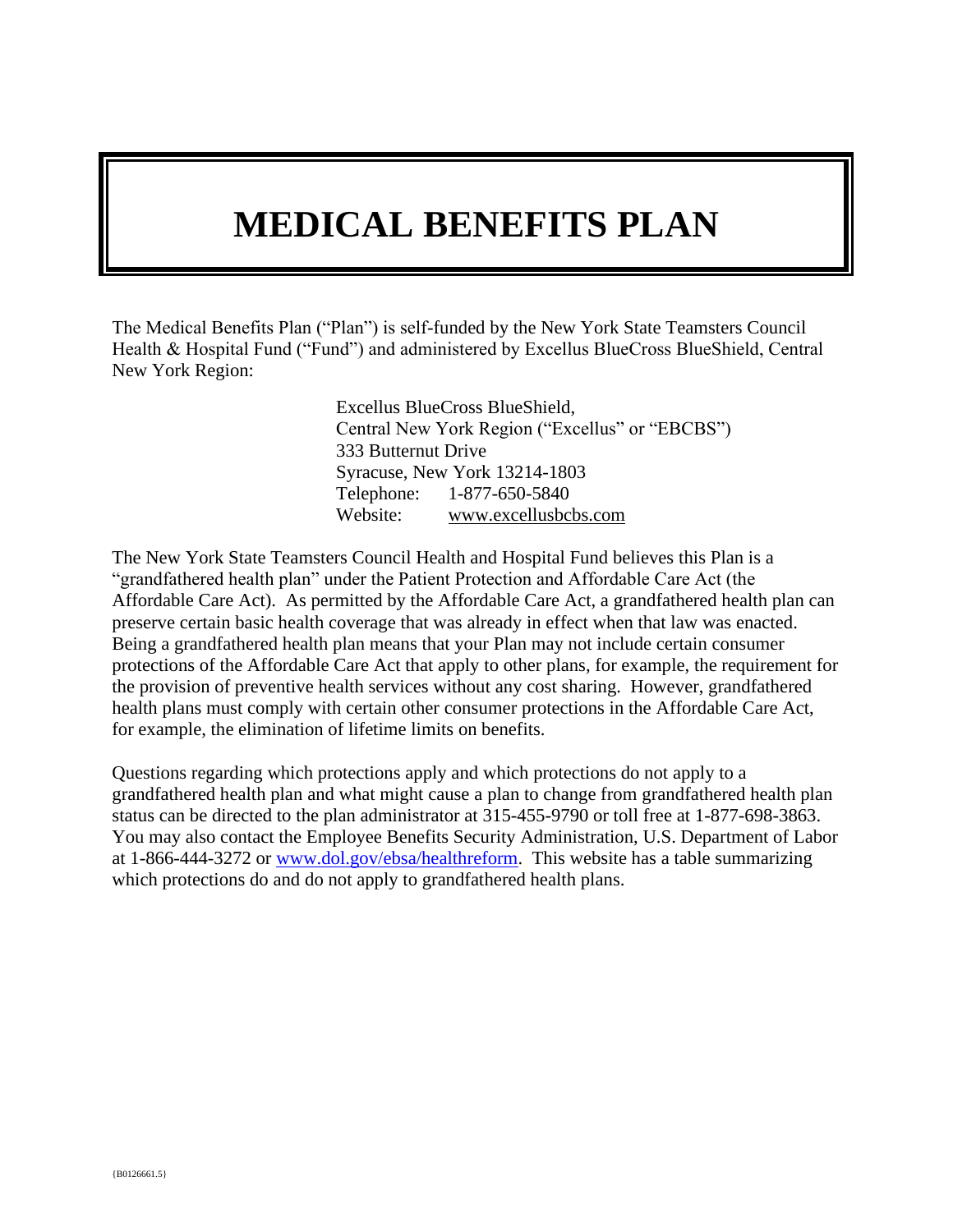# MEDICAL BENEFITS PLAN

The Medical Benefits Plan ("Plan") is self-funded by the New York State Teamsters Council Health & Hospital Fund ("Fund") and administered by Excellus BlueCross BlueShield, Central New York Region:

> Excellus BlueCross BlueShield,
> Central New York Region ("Excellus" or "EBCBS")
> 333 Butternut Drive
> Syracuse, New York 13214-1803
> Telephone: 1-877-650-5840
> Website: www.excellusbcbs.com

The New York State Teamsters Council Health and Hospital Fund believes this Plan is a "grandfathered health plan" under the Patient Protection and Affordable Care Act (the Affordable Care Act). As permitted by the Affordable Care Act, a grandfathered health plan can preserve certain basic health coverage that was already in effect when that law was enacted. Being a grandfathered health plan means that your Plan may not include certain consumer protections of the Affordable Care Act that apply to other plans, for example, the requirement for the provision of preventive health services without any cost sharing. However, grandfathered health plans must comply with certain other consumer protections in the Affordable Care Act, for example, the elimination of lifetime limits on benefits.

Questions regarding which protections apply and which protections do not apply to a grandfathered health plan and what might cause a plan to change from grandfathered health plan status can be directed to the plan administrator at 315-455-9790 or toll free at 1-877-698-3863. You may also contact the Employee Benefits Security Administration, U.S. Department of Labor at 1-866-444-3272 or www.dol.gov/ebsa/healthreform. This website has a table summarizing which protections do and do not apply to grandfathered health plans.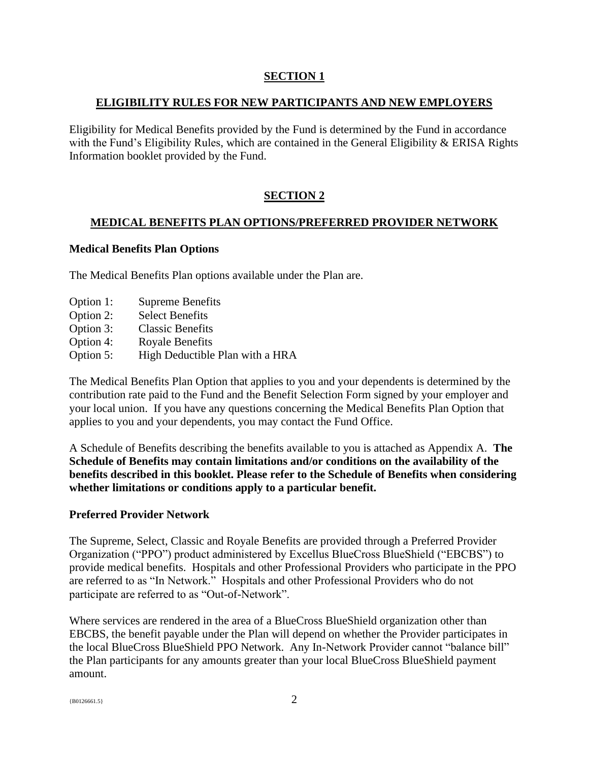## SECTION 1

## ELIGIBILITY RULES FOR NEW PARTICIPANTS AND NEW EMPLOYERS

Eligibility for Medical Benefits provided by the Fund is determined by the Fund in accordance with the Fund's Eligibility Rules, which are contained in the General Eligibility & ERISA Rights Information booklet provided by the Fund.

## SECTION 2

## MEDICAL BENEFITS PLAN OPTIONS/PREFERRED PROVIDER NETWORK

### Medical Benefits Plan Options

The Medical Benefits Plan options available under the Plan are.

- Option 1: Supreme Benefits
- Option 2: Select Benefits
- Option 3: Classic Benefits
- Option 4: Royale Benefits
- Option 5: High Deductible Plan with a HRA

The Medical Benefits Plan Option that applies to you and your dependents is determined by the contribution rate paid to the Fund and the Benefit Selection Form signed by your employer and your local union. If you have any questions concerning the Medical Benefits Plan Option that applies to you and your dependents, you may contact the Fund Office.

A Schedule of Benefits describing the benefits available to you is attached as Appendix A. **The Schedule of Benefits may contain limitations and/or conditions on the availability of the benefits described in this booklet. Please refer to the Schedule of Benefits when considering whether limitations or conditions apply to a particular benefit.**

### Preferred Provider Network

The Supreme, Select, Classic and Royale Benefits are provided through a Preferred Provider Organization ("PPO") product administered by Excellus BlueCross BlueShield ("EBCBS") to provide medical benefits. Hospitals and other Professional Providers who participate in the PPO are referred to as "In Network." Hospitals and other Professional Providers who do not participate are referred to as "Out-of-Network".

Where services are rendered in the area of a BlueCross BlueShield organization other than EBCBS, the benefit payable under the Plan will depend on whether the Provider participates in the local BlueCross BlueShield PPO Network. Any In-Network Provider cannot "balance bill" the Plan participants for any amounts greater than your local BlueCross BlueShield payment amount.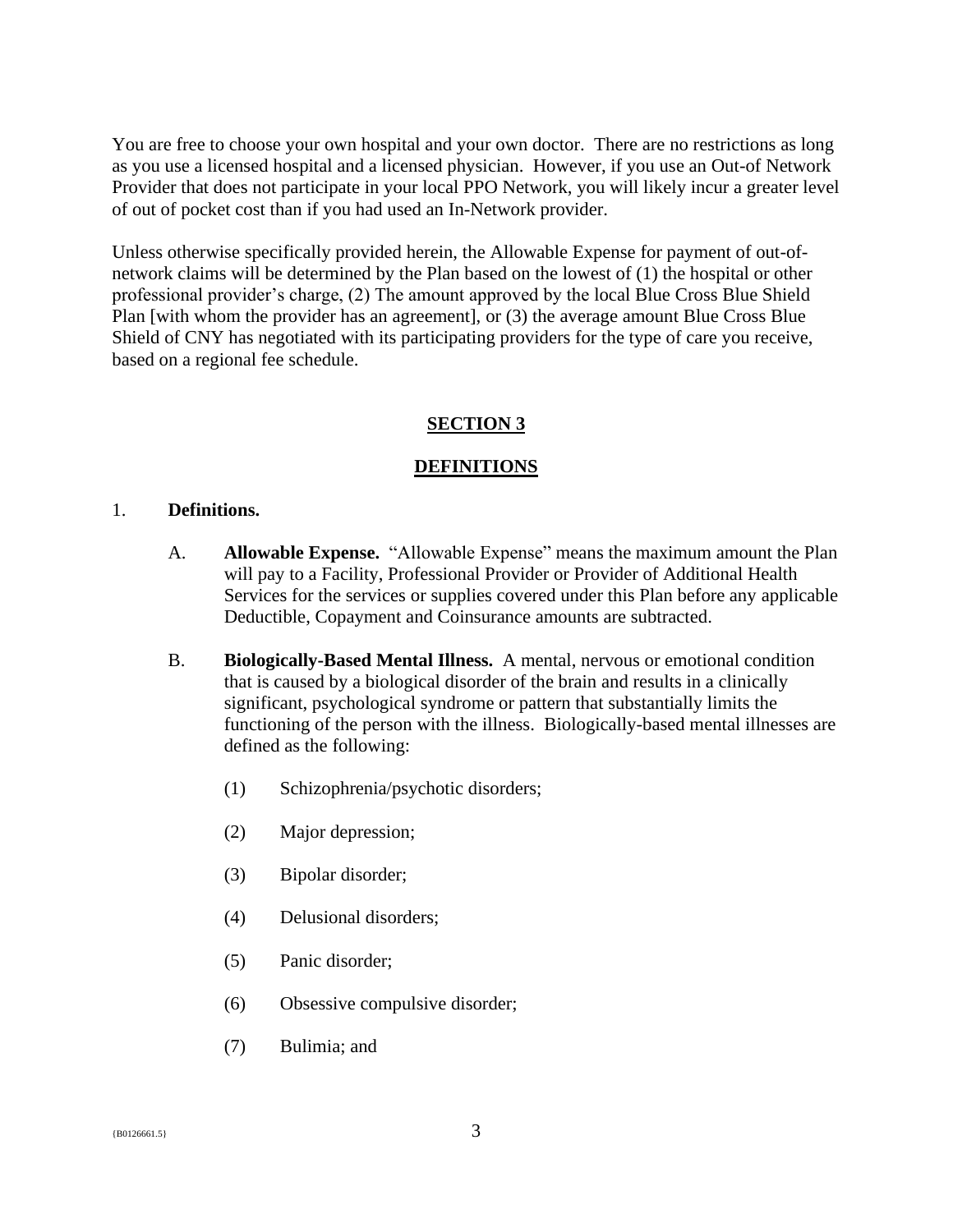You are free to choose your own hospital and your own doctor. There are no restrictions as long as you use a licensed hospital and a licensed physician. However, if you use an Out-of Network Provider that does not participate in your local PPO Network, you will likely incur a greater level of out of pocket cost than if you had used an In-Network provider.

Unless otherwise specifically provided herein, the Allowable Expense for payment of out-of-network claims will be determined by the Plan based on the lowest of (1) the hospital or other professional provider's charge, (2) The amount approved by the local Blue Cross Blue Shield Plan [with whom the provider has an agreement], or (3) the average amount Blue Cross Blue Shield of CNY has negotiated with its participating providers for the type of care you receive, based on a regional fee schedule.

## SECTION 3

## DEFINITIONS

1. **Definitions.**

   A. **Allowable Expense.** "Allowable Expense" means the maximum amount the Plan will pay to a Facility, Professional Provider or Provider of Additional Health Services for the services or supplies covered under this Plan before any applicable Deductible, Copayment and Coinsurance amounts are subtracted.

   B. **Biologically-Based Mental Illness.** A mental, nervous or emotional condition that is caused by a biological disorder of the brain and results in a clinically significant, psychological syndrome or pattern that substantially limits the functioning of the person with the illness. Biologically-based mental illnesses are defined as the following:

      (1) Schizophrenia/psychotic disorders;

      (2) Major depression;

      (3) Bipolar disorder;

      (4) Delusional disorders;

      (5) Panic disorder;

      (6) Obsessive compulsive disorder;

      (7) Bulimia; and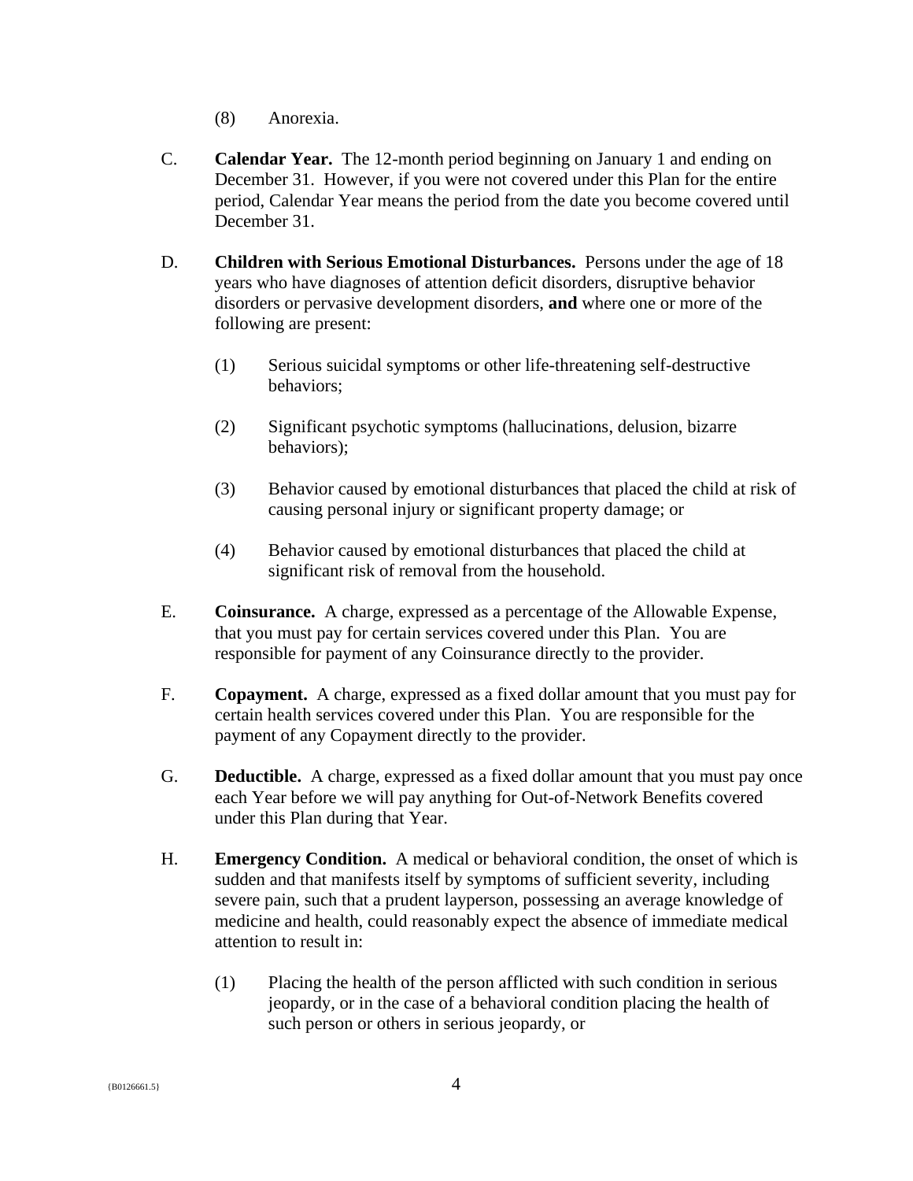(8) Anorexia.

C. **Calendar Year.** The 12-month period beginning on January 1 and ending on December 31. However, if you were not covered under this Plan for the entire period, Calendar Year means the period from the date you become covered until December 31.

D. **Children with Serious Emotional Disturbances.** Persons under the age of 18 years who have diagnoses of attention deficit disorders, disruptive behavior disorders or pervasive development disorders, **and** where one or more of the following are present:

(1) Serious suicidal symptoms or other life-threatening self-destructive behaviors;

(2) Significant psychotic symptoms (hallucinations, delusion, bizarre behaviors);

(3) Behavior caused by emotional disturbances that placed the child at risk of causing personal injury or significant property damage; or

(4) Behavior caused by emotional disturbances that placed the child at significant risk of removal from the household.

E. **Coinsurance.** A charge, expressed as a percentage of the Allowable Expense, that you must pay for certain services covered under this Plan. You are responsible for payment of any Coinsurance directly to the provider.

F. **Copayment.** A charge, expressed as a fixed dollar amount that you must pay for certain health services covered under this Plan. You are responsible for the payment of any Copayment directly to the provider.

G. **Deductible.** A charge, expressed as a fixed dollar amount that you must pay once each Year before we will pay anything for Out-of-Network Benefits covered under this Plan during that Year.

H. **Emergency Condition.** A medical or behavioral condition, the onset of which is sudden and that manifests itself by symptoms of sufficient severity, including severe pain, such that a prudent layperson, possessing an average knowledge of medicine and health, could reasonably expect the absence of immediate medical attention to result in:

(1) Placing the health of the person afflicted with such condition in serious jeopardy, or in the case of a behavioral condition placing the health of such person or others in serious jeopardy, or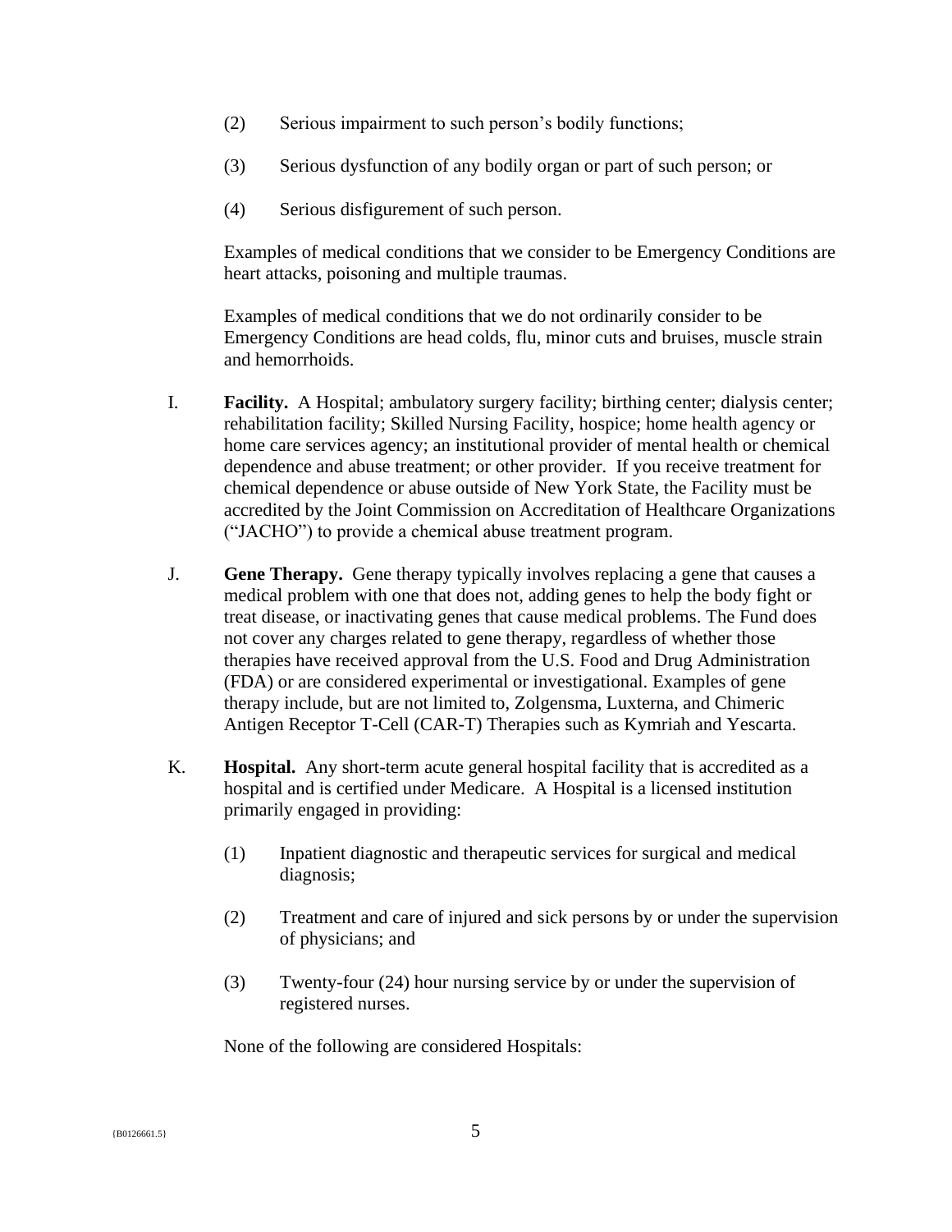(2) Serious impairment to such person's bodily functions;

(3) Serious dysfunction of any bodily organ or part of such person; or

(4) Serious disfigurement of such person.

Examples of medical conditions that we consider to be Emergency Conditions are heart attacks, poisoning and multiple traumas.

Examples of medical conditions that we do not ordinarily consider to be Emergency Conditions are head colds, flu, minor cuts and bruises, muscle strain and hemorrhoids.

I. **Facility.** A Hospital; ambulatory surgery facility; birthing center; dialysis center; rehabilitation facility; Skilled Nursing Facility, hospice; home health agency or home care services agency; an institutional provider of mental health or chemical dependence and abuse treatment; or other provider. If you receive treatment for chemical dependence or abuse outside of New York State, the Facility must be accredited by the Joint Commission on Accreditation of Healthcare Organizations ("JACHO") to provide a chemical abuse treatment program.

J. **Gene Therapy.** Gene therapy typically involves replacing a gene that causes a medical problem with one that does not, adding genes to help the body fight or treat disease, or inactivating genes that cause medical problems. The Fund does not cover any charges related to gene therapy, regardless of whether those therapies have received approval from the U.S. Food and Drug Administration (FDA) or are considered experimental or investigational. Examples of gene therapy include, but are not limited to, Zolgensma, Luxterna, and Chimeric Antigen Receptor T-Cell (CAR-T) Therapies such as Kymriah and Yescarta.

K. **Hospital.** Any short-term acute general hospital facility that is accredited as a hospital and is certified under Medicare. A Hospital is a licensed institution primarily engaged in providing:

(1) Inpatient diagnostic and therapeutic services for surgical and medical diagnosis;

(2) Treatment and care of injured and sick persons by or under the supervision of physicians; and

(3) Twenty-four (24) hour nursing service by or under the supervision of registered nurses.

None of the following are considered Hospitals: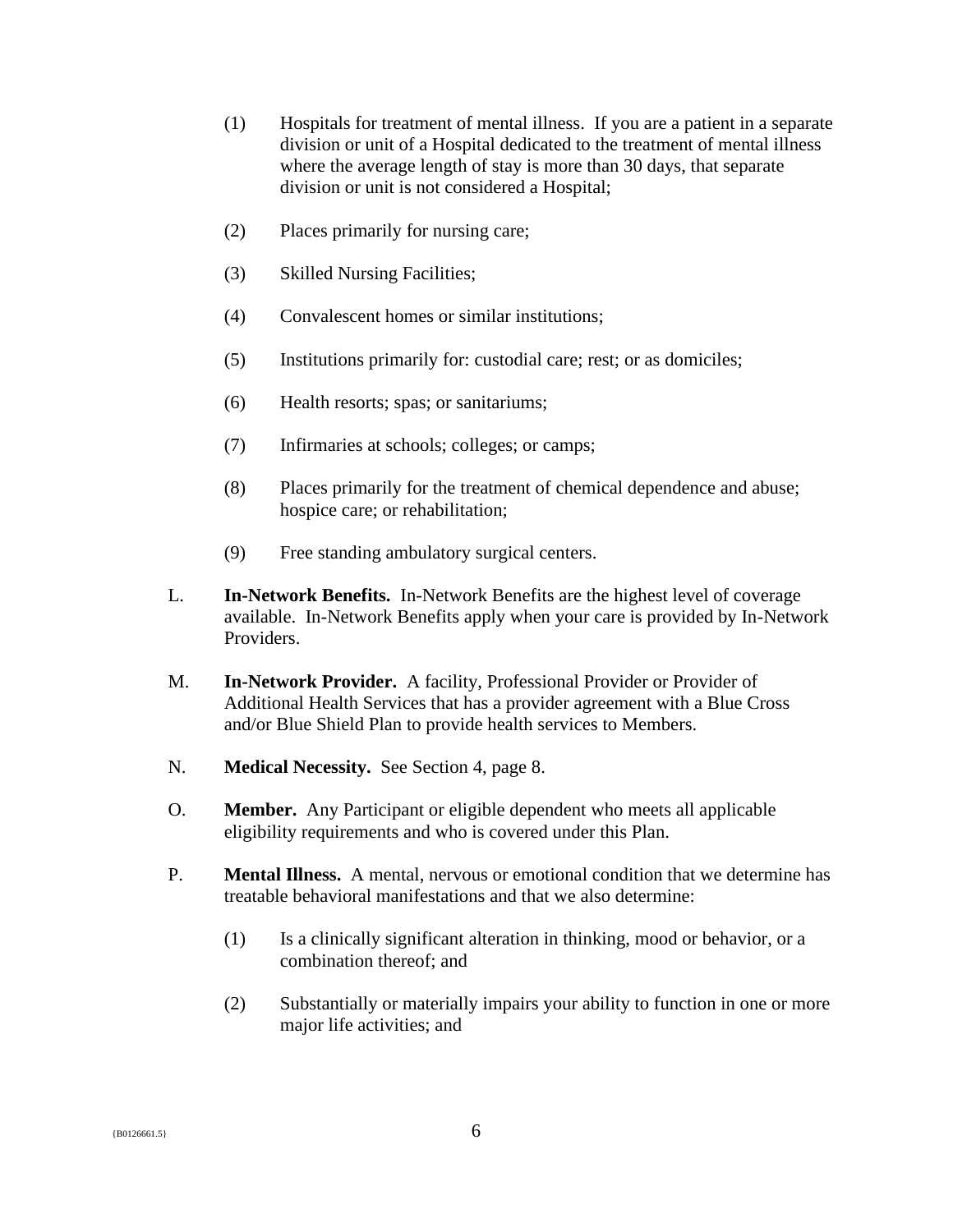(1) Hospitals for treatment of mental illness. If you are a patient in a separate division or unit of a Hospital dedicated to the treatment of mental illness where the average length of stay is more than 30 days, that separate division or unit is not considered a Hospital;

(2) Places primarily for nursing care;

(3) Skilled Nursing Facilities;

(4) Convalescent homes or similar institutions;

(5) Institutions primarily for: custodial care; rest; or as domiciles;

(6) Health resorts; spas; or sanitariums;

(7) Infirmaries at schools; colleges; or camps;

(8) Places primarily for the treatment of chemical dependence and abuse; hospice care; or rehabilitation;

(9) Free standing ambulatory surgical centers.

L. **In-Network Benefits.** In-Network Benefits are the highest level of coverage available. In-Network Benefits apply when your care is provided by In-Network Providers.

M. **In-Network Provider.** A facility, Professional Provider or Provider of Additional Health Services that has a provider agreement with a Blue Cross and/or Blue Shield Plan to provide health services to Members.

N. **Medical Necessity.** See Section 4, page 8.

O. **Member.** Any Participant or eligible dependent who meets all applicable eligibility requirements and who is covered under this Plan.

P. **Mental Illness.** A mental, nervous or emotional condition that we determine has treatable behavioral manifestations and that we also determine:

(1) Is a clinically significant alteration in thinking, mood or behavior, or a combination thereof; and

(2) Substantially or materially impairs your ability to function in one or more major life activities; and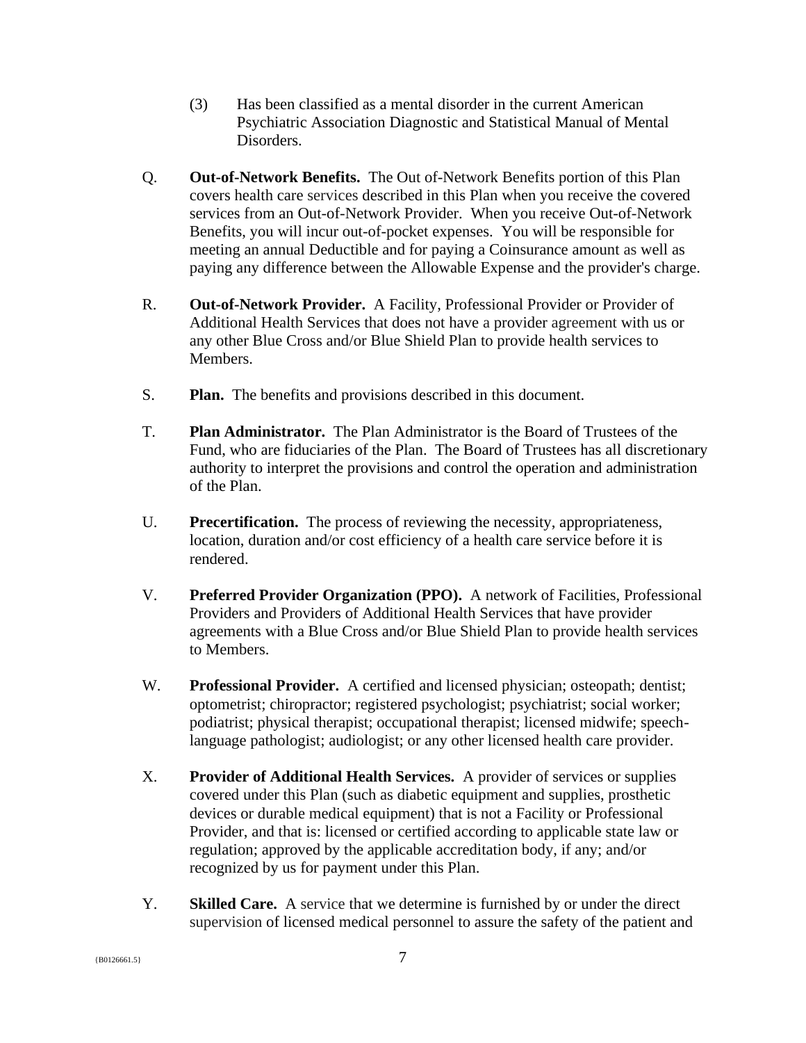(3) Has been classified as a mental disorder in the current American Psychiatric Association Diagnostic and Statistical Manual of Mental Disorders.

Q. **Out-of-Network Benefits.** The Out of-Network Benefits portion of this Plan covers health care services described in this Plan when you receive the covered services from an Out-of-Network Provider. When you receive Out-of-Network Benefits, you will incur out-of-pocket expenses. You will be responsible for meeting an annual Deductible and for paying a Coinsurance amount as well as paying any difference between the Allowable Expense and the provider's charge.

R. **Out-of-Network Provider.** A Facility, Professional Provider or Provider of Additional Health Services that does not have a provider agreement with us or any other Blue Cross and/or Blue Shield Plan to provide health services to Members.

S. **Plan.** The benefits and provisions described in this document.

T. **Plan Administrator.** The Plan Administrator is the Board of Trustees of the Fund, who are fiduciaries of the Plan. The Board of Trustees has all discretionary authority to interpret the provisions and control the operation and administration of the Plan.

U. **Precertification.** The process of reviewing the necessity, appropriateness, location, duration and/or cost efficiency of a health care service before it is rendered.

V. **Preferred Provider Organization (PPO).** A network of Facilities, Professional Providers and Providers of Additional Health Services that have provider agreements with a Blue Cross and/or Blue Shield Plan to provide health services to Members.

W. **Professional Provider.** A certified and licensed physician; osteopath; dentist; optometrist; chiropractor; registered psychologist; psychiatrist; social worker; podiatrist; physical therapist; occupational therapist; licensed midwife; speech-language pathologist; audiologist; or any other licensed health care provider.

X. **Provider of Additional Health Services.** A provider of services or supplies covered under this Plan (such as diabetic equipment and supplies, prosthetic devices or durable medical equipment) that is not a Facility or Professional Provider, and that is: licensed or certified according to applicable state law or regulation; approved by the applicable accreditation body, if any; and/or recognized by us for payment under this Plan.

Y. **Skilled Care.** A service that we determine is furnished by or under the direct supervision of licensed medical personnel to assure the safety of the patient and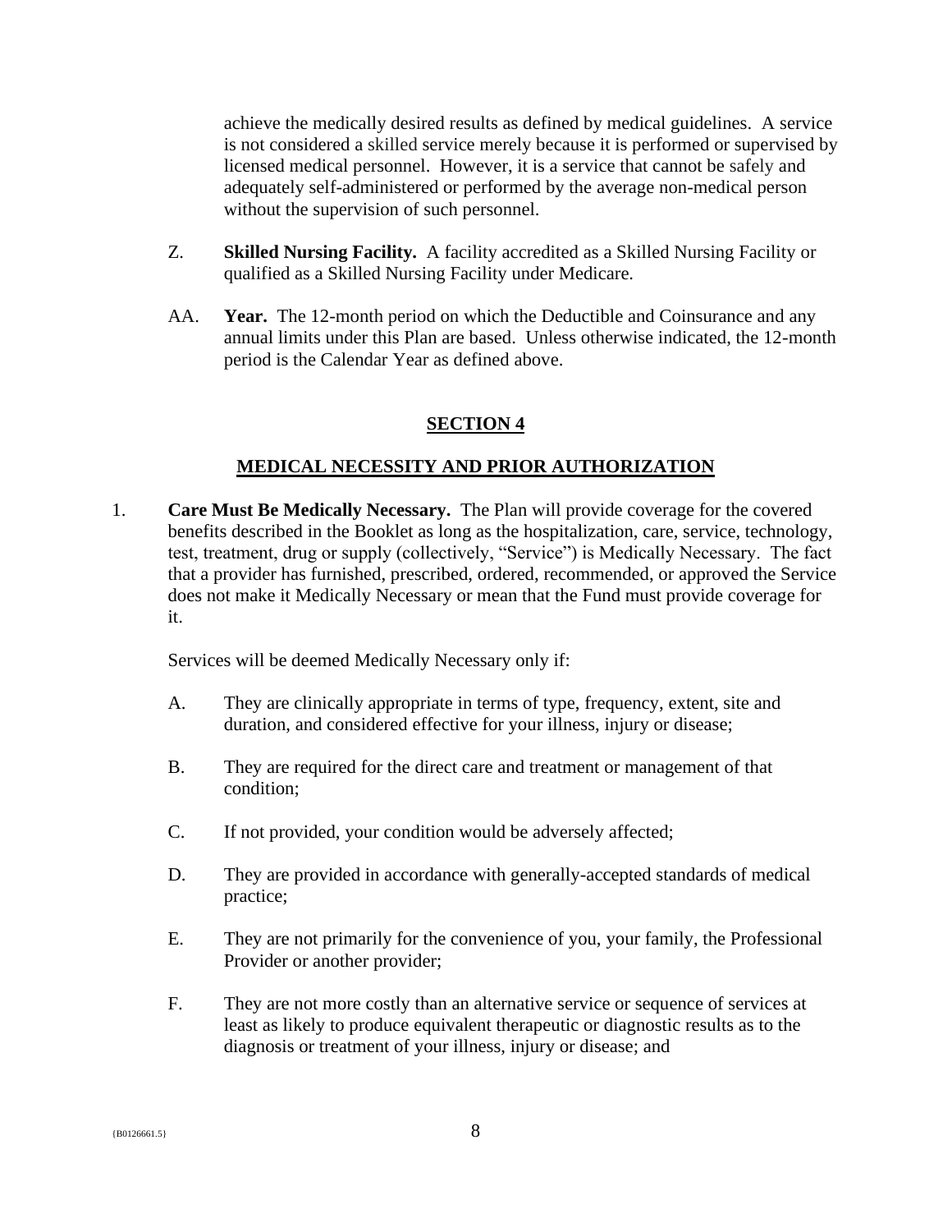achieve the medically desired results as defined by medical guidelines. A service is not considered a skilled service merely because it is performed or supervised by licensed medical personnel. However, it is a service that cannot be safely and adequately self-administered or performed by the average non-medical person without the supervision of such personnel.

Z. **Skilled Nursing Facility.** A facility accredited as a Skilled Nursing Facility or qualified as a Skilled Nursing Facility under Medicare.

AA. **Year.** The 12-month period on which the Deductible and Coinsurance and any annual limits under this Plan are based. Unless otherwise indicated, the 12-month period is the Calendar Year as defined above.

## SECTION 4

## MEDICAL NECESSITY AND PRIOR AUTHORIZATION

1. **Care Must Be Medically Necessary.** The Plan will provide coverage for the covered benefits described in the Booklet as long as the hospitalization, care, service, technology, test, treatment, drug or supply (collectively, "Service") is Medically Necessary. The fact that a provider has furnished, prescribed, ordered, recommended, or approved the Service does not make it Medically Necessary or mean that the Fund must provide coverage for it.

   Services will be deemed Medically Necessary only if:

   A. They are clinically appropriate in terms of type, frequency, extent, site and duration, and considered effective for your illness, injury or disease;

   B. They are required for the direct care and treatment or management of that condition;

   C. If not provided, your condition would be adversely affected;

   D. They are provided in accordance with generally-accepted standards of medical practice;

   E. They are not primarily for the convenience of you, your family, the Professional Provider or another provider;

   F. They are not more costly than an alternative service or sequence of services at least as likely to produce equivalent therapeutic or diagnostic results as to the diagnosis or treatment of your illness, injury or disease; and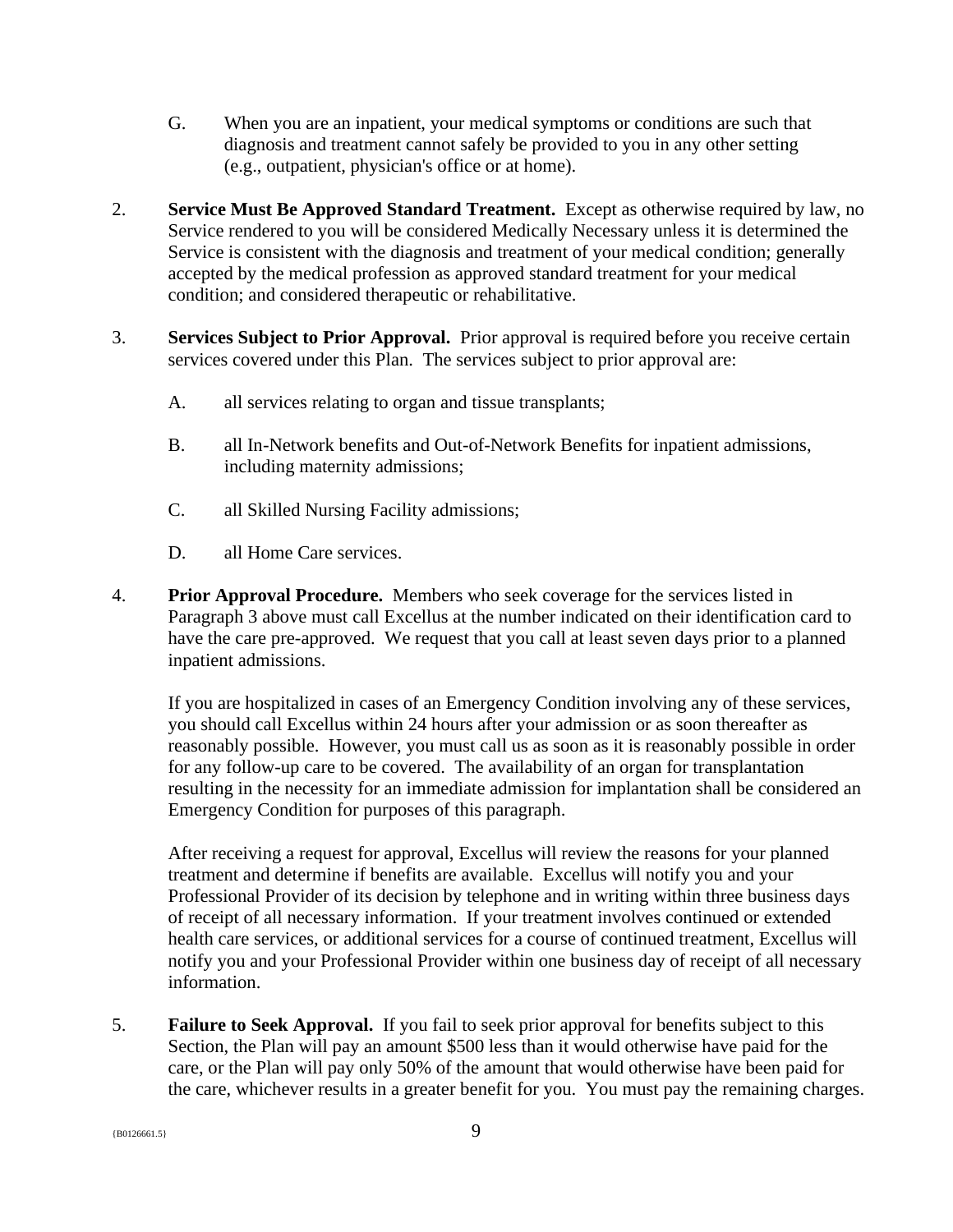G. When you are an inpatient, your medical symptoms or conditions are such that diagnosis and treatment cannot safely be provided to you in any other setting (e.g., outpatient, physician's office or at home).

2. **Service Must Be Approved Standard Treatment.** Except as otherwise required by law, no Service rendered to you will be considered Medically Necessary unless it is determined the Service is consistent with the diagnosis and treatment of your medical condition; generally accepted by the medical profession as approved standard treatment for your medical condition; and considered therapeutic or rehabilitative.

3. **Services Subject to Prior Approval.** Prior approval is required before you receive certain services covered under this Plan. The services subject to prior approval are:

   A. all services relating to organ and tissue transplants;

   B. all In-Network benefits and Out-of-Network Benefits for inpatient admissions, including maternity admissions;

   C. all Skilled Nursing Facility admissions;

   D. all Home Care services.

4. **Prior Approval Procedure.** Members who seek coverage for the services listed in Paragraph 3 above must call Excellus at the number indicated on their identification card to have the care pre-approved. We request that you call at least seven days prior to a planned inpatient admissions.

   If you are hospitalized in cases of an Emergency Condition involving any of these services, you should call Excellus within 24 hours after your admission or as soon thereafter as reasonably possible. However, you must call us as soon as it is reasonably possible in order for any follow-up care to be covered. The availability of an organ for transplantation resulting in the necessity for an immediate admission for implantation shall be considered an Emergency Condition for purposes of this paragraph.

   After receiving a request for approval, Excellus will review the reasons for your planned treatment and determine if benefits are available. Excellus will notify you and your Professional Provider of its decision by telephone and in writing within three business days of receipt of all necessary information. If your treatment involves continued or extended health care services, or additional services for a course of continued treatment, Excellus will notify you and your Professional Provider within one business day of receipt of all necessary information.

5. **Failure to Seek Approval.** If you fail to seek prior approval for benefits subject to this Section, the Plan will pay an amount $500 less than it would otherwise have paid for the care, or the Plan will pay only 50% of the amount that would otherwise have been paid for the care, whichever results in a greater benefit for you. You must pay the remaining charges.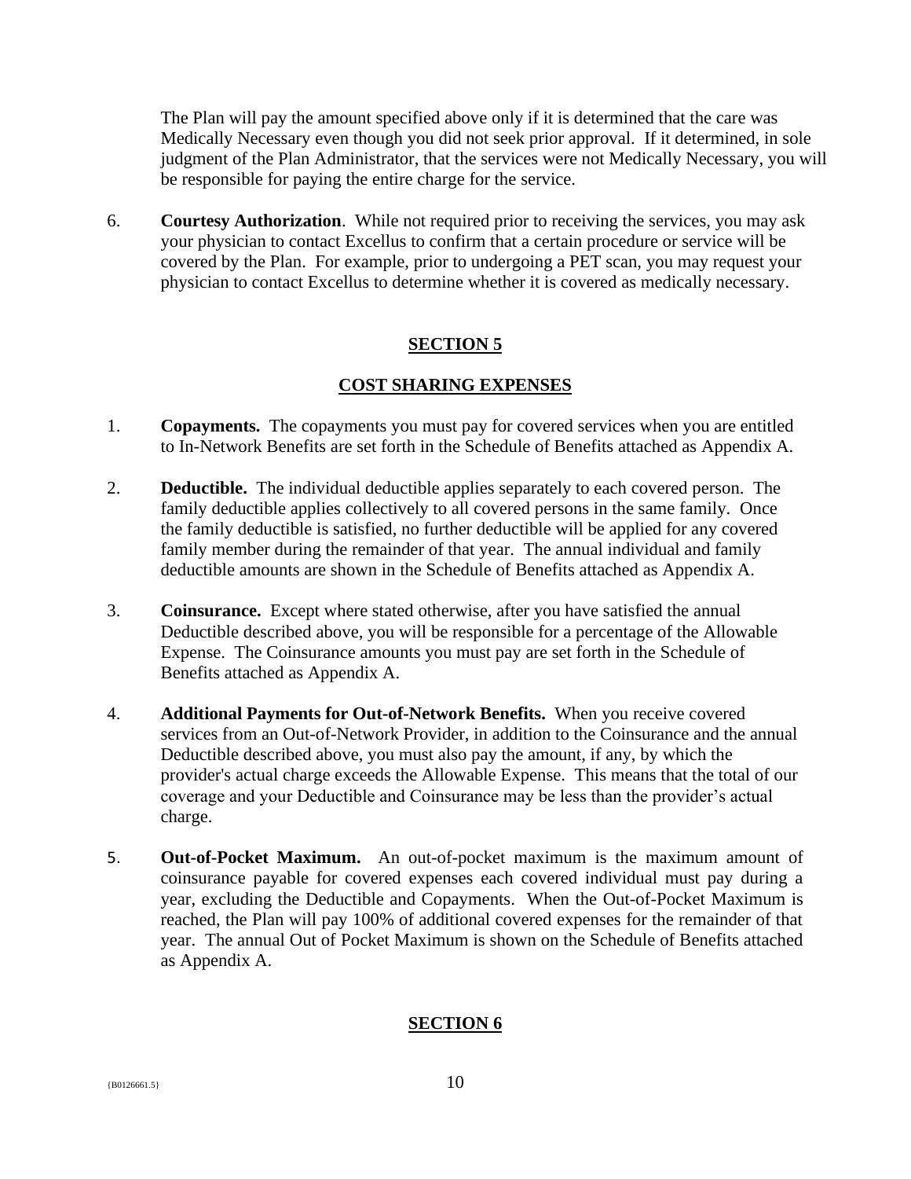The Plan will pay the amount specified above only if it is determined that the care was Medically Necessary even though you did not seek prior approval. If it determined, in sole judgment of the Plan Administrator, that the services were not Medically Necessary, you will be responsible for paying the entire charge for the service.

6. **Courtesy Authorization**. While not required prior to receiving the services, you may ask your physician to contact Excellus to confirm that a certain procedure or service will be covered by the Plan. For example, prior to undergoing a PET scan, you may request your physician to contact Excellus to determine whether it is covered as medically necessary.

## SECTION 5

## COST SHARING EXPENSES

1. **Copayments.** The copayments you must pay for covered services when you are entitled to In-Network Benefits are set forth in the Schedule of Benefits attached as Appendix A.

2. **Deductible.** The individual deductible applies separately to each covered person. The family deductible applies collectively to all covered persons in the same family. Once the family deductible is satisfied, no further deductible will be applied for any covered family member during the remainder of that year. The annual individual and family deductible amounts are shown in the Schedule of Benefits attached as Appendix A.

3. **Coinsurance.** Except where stated otherwise, after you have satisfied the annual Deductible described above, you will be responsible for a percentage of the Allowable Expense. The Coinsurance amounts you must pay are set forth in the Schedule of Benefits attached as Appendix A.

4. **Additional Payments for Out-of-Network Benefits.** When you receive covered services from an Out-of-Network Provider, in addition to the Coinsurance and the annual Deductible described above, you must also pay the amount, if any, by which the provider's actual charge exceeds the Allowable Expense. This means that the total of our coverage and your Deductible and Coinsurance may be less than the provider's actual charge.

5. **Out-of-Pocket Maximum.** An out-of-pocket maximum is the maximum amount of coinsurance payable for covered expenses each covered individual must pay during a year, excluding the Deductible and Copayments. When the Out-of-Pocket Maximum is reached, the Plan will pay 100% of additional covered expenses for the remainder of that year. The annual Out of Pocket Maximum is shown on the Schedule of Benefits attached as Appendix A.

## SECTION 6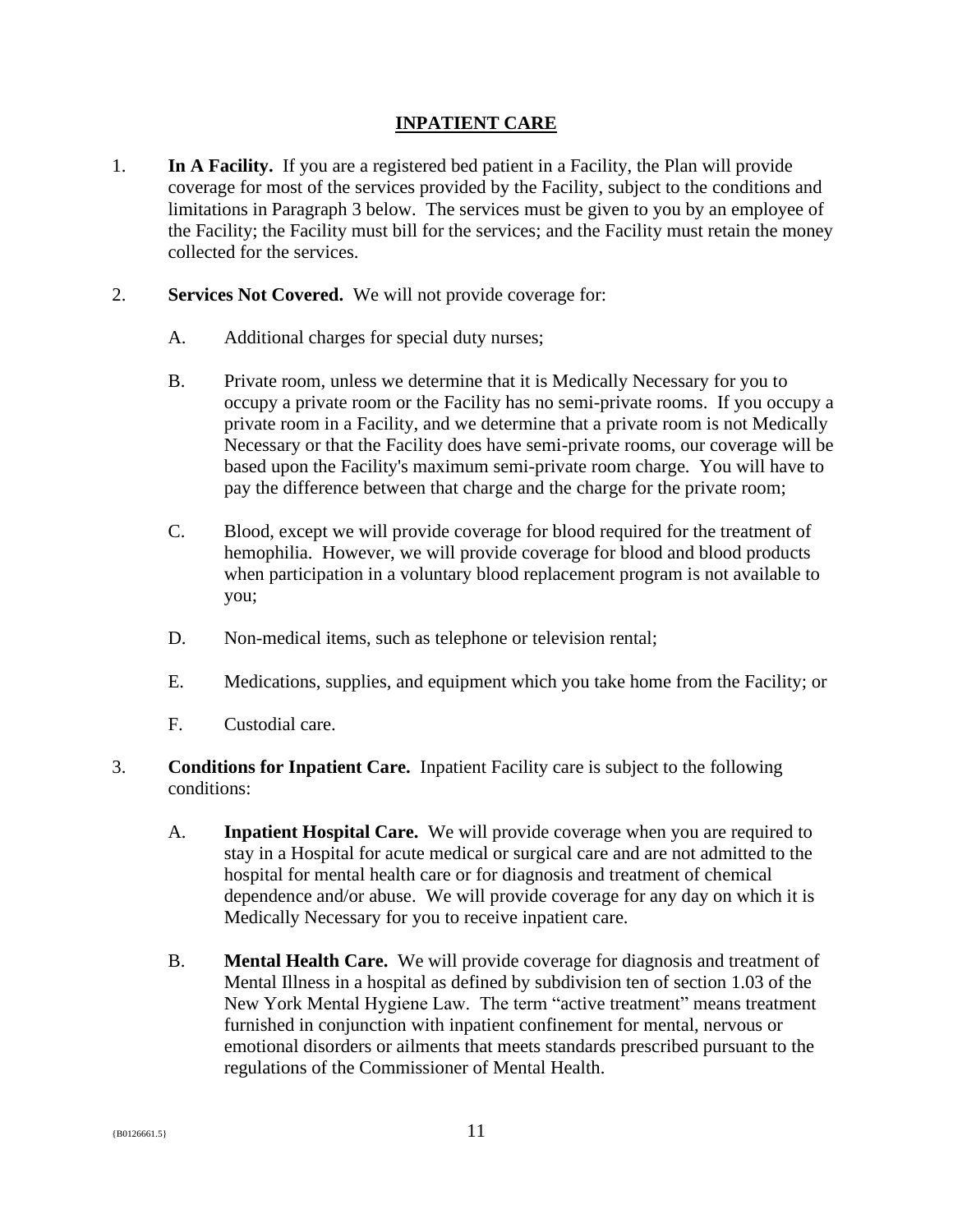# INPATIENT CARE

1. **In A Facility.** If you are a registered bed patient in a Facility, the Plan will provide coverage for most of the services provided by the Facility, subject to the conditions and limitations in Paragraph 3 below. The services must be given to you by an employee of the Facility; the Facility must bill for the services; and the Facility must retain the money collected for the services.

2. **Services Not Covered.** We will not provide coverage for:

   A. Additional charges for special duty nurses;

   B. Private room, unless we determine that it is Medically Necessary for you to occupy a private room or the Facility has no semi-private rooms. If you occupy a private room in a Facility, and we determine that a private room is not Medically Necessary or that the Facility does have semi-private rooms, our coverage will be based upon the Facility's maximum semi-private room charge. You will have to pay the difference between that charge and the charge for the private room;

   C. Blood, except we will provide coverage for blood required for the treatment of hemophilia. However, we will provide coverage for blood and blood products when participation in a voluntary blood replacement program is not available to you;

   D. Non-medical items, such as telephone or television rental;

   E. Medications, supplies, and equipment which you take home from the Facility; or

   F. Custodial care.

3. **Conditions for Inpatient Care.** Inpatient Facility care is subject to the following conditions:

   A. **Inpatient Hospital Care.** We will provide coverage when you are required to stay in a Hospital for acute medical or surgical care and are not admitted to the hospital for mental health care or for diagnosis and treatment of chemical dependence and/or abuse. We will provide coverage for any day on which it is Medically Necessary for you to receive inpatient care.

   B. **Mental Health Care.** We will provide coverage for diagnosis and treatment of Mental Illness in a hospital as defined by subdivision ten of section 1.03 of the New York Mental Hygiene Law. The term "active treatment" means treatment furnished in conjunction with inpatient confinement for mental, nervous or emotional disorders or ailments that meets standards prescribed pursuant to the regulations of the Commissioner of Mental Health.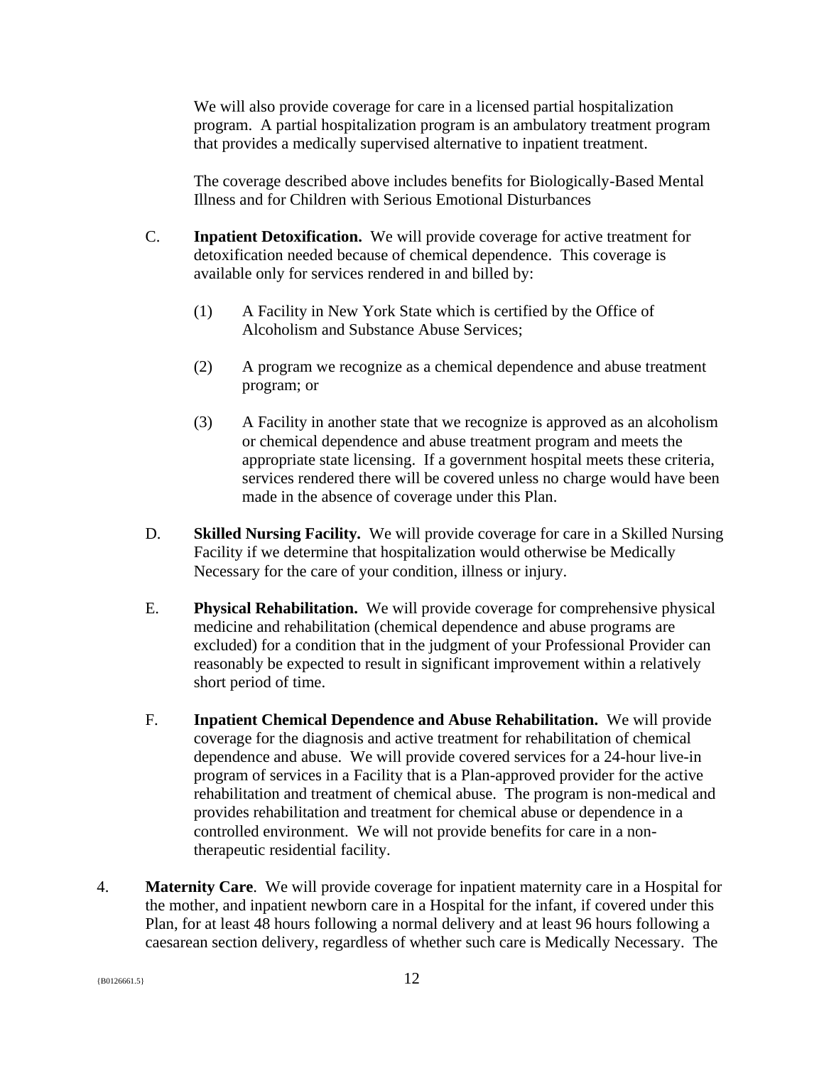We will also provide coverage for care in a licensed partial hospitalization program. A partial hospitalization program is an ambulatory treatment program that provides a medically supervised alternative to inpatient treatment.

The coverage described above includes benefits for Biologically-Based Mental Illness and for Children with Serious Emotional Disturbances

C. **Inpatient Detoxification.** We will provide coverage for active treatment for detoxification needed because of chemical dependence. This coverage is available only for services rendered in and billed by:

(1) A Facility in New York State which is certified by the Office of Alcoholism and Substance Abuse Services;

(2) A program we recognize as a chemical dependence and abuse treatment program; or

(3) A Facility in another state that we recognize is approved as an alcoholism or chemical dependence and abuse treatment program and meets the appropriate state licensing. If a government hospital meets these criteria, services rendered there will be covered unless no charge would have been made in the absence of coverage under this Plan.

D. **Skilled Nursing Facility.** We will provide coverage for care in a Skilled Nursing Facility if we determine that hospitalization would otherwise be Medically Necessary for the care of your condition, illness or injury.

E. **Physical Rehabilitation.** We will provide coverage for comprehensive physical medicine and rehabilitation (chemical dependence and abuse programs are excluded) for a condition that in the judgment of your Professional Provider can reasonably be expected to result in significant improvement within a relatively short period of time.

F. **Inpatient Chemical Dependence and Abuse Rehabilitation.** We will provide coverage for the diagnosis and active treatment for rehabilitation of chemical dependence and abuse. We will provide covered services for a 24-hour live-in program of services in a Facility that is a Plan-approved provider for the active rehabilitation and treatment of chemical abuse. The program is non-medical and provides rehabilitation and treatment for chemical abuse or dependence in a controlled environment. We will not provide benefits for care in a non-therapeutic residential facility.

4. **Maternity Care**. We will provide coverage for inpatient maternity care in a Hospital for the mother, and inpatient newborn care in a Hospital for the infant, if covered under this Plan, for at least 48 hours following a normal delivery and at least 96 hours following a caesarean section delivery, regardless of whether such care is Medically Necessary. The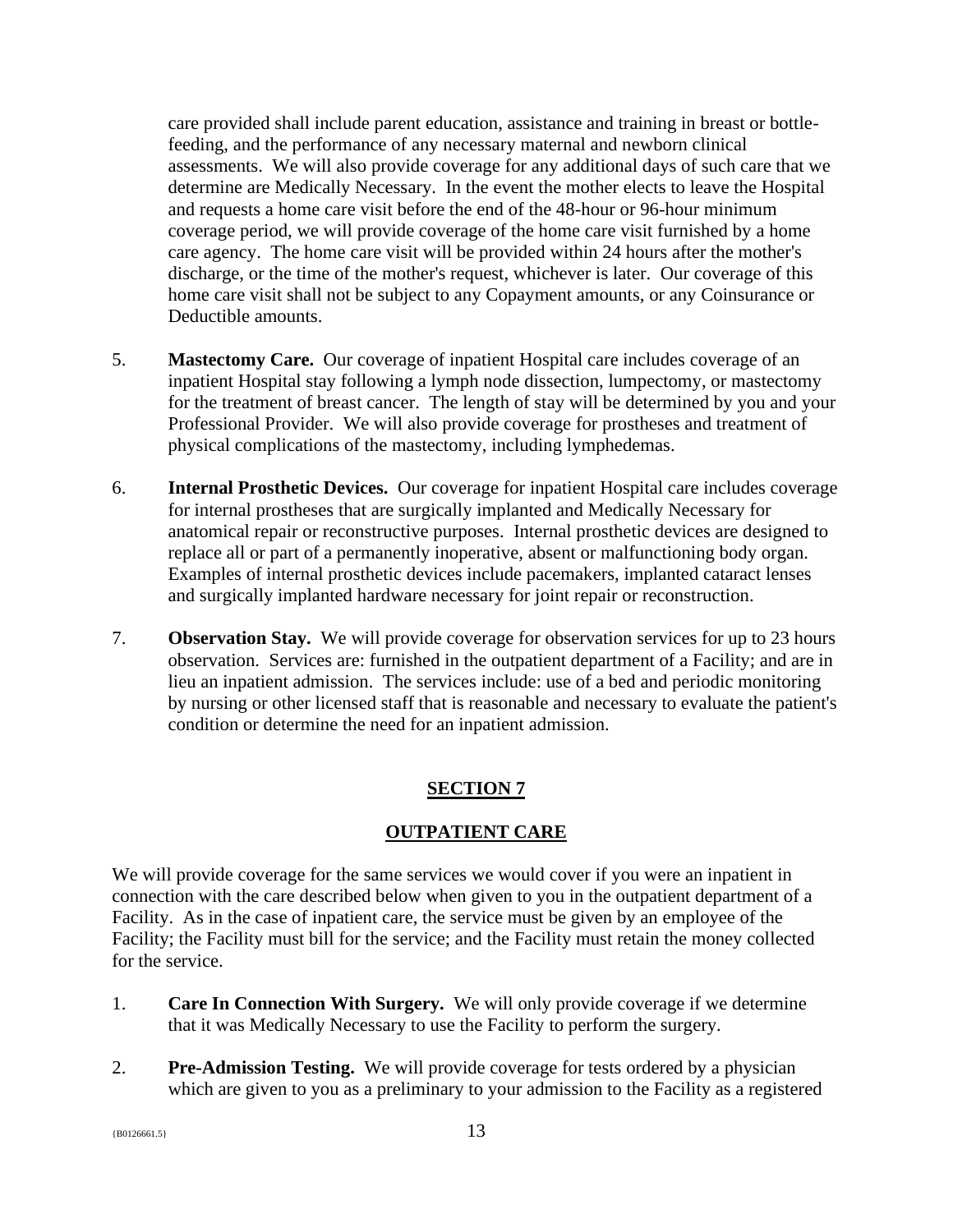care provided shall include parent education, assistance and training in breast or bottle-feeding, and the performance of any necessary maternal and newborn clinical assessments. We will also provide coverage for any additional days of such care that we determine are Medically Necessary. In the event the mother elects to leave the Hospital and requests a home care visit before the end of the 48-hour or 96-hour minimum coverage period, we will provide coverage of the home care visit furnished by a home care agency. The home care visit will be provided within 24 hours after the mother's discharge, or the time of the mother's request, whichever is later. Our coverage of this home care visit shall not be subject to any Copayment amounts, or any Coinsurance or Deductible amounts.

5. **Mastectomy Care.** Our coverage of inpatient Hospital care includes coverage of an inpatient Hospital stay following a lymph node dissection, lumpectomy, or mastectomy for the treatment of breast cancer. The length of stay will be determined by you and your Professional Provider. We will also provide coverage for prostheses and treatment of physical complications of the mastectomy, including lymphedemas.

6. **Internal Prosthetic Devices.** Our coverage for inpatient Hospital care includes coverage for internal prostheses that are surgically implanted and Medically Necessary for anatomical repair or reconstructive purposes. Internal prosthetic devices are designed to replace all or part of a permanently inoperative, absent or malfunctioning body organ. Examples of internal prosthetic devices include pacemakers, implanted cataract lenses and surgically implanted hardware necessary for joint repair or reconstruction.

7. **Observation Stay.** We will provide coverage for observation services for up to 23 hours observation. Services are: furnished in the outpatient department of a Facility; and are in lieu an inpatient admission. The services include: use of a bed and periodic monitoring by nursing or other licensed staff that is reasonable and necessary to evaluate the patient's condition or determine the need for an inpatient admission.

## SECTION 7

## OUTPATIENT CARE

We will provide coverage for the same services we would cover if you were an inpatient in connection with the care described below when given to you in the outpatient department of a Facility. As in the case of inpatient care, the service must be given by an employee of the Facility; the Facility must bill for the service; and the Facility must retain the money collected for the service.

1. **Care In Connection With Surgery.** We will only provide coverage if we determine that it was Medically Necessary to use the Facility to perform the surgery.

2. **Pre-Admission Testing.** We will provide coverage for tests ordered by a physician which are given to you as a preliminary to your admission to the Facility as a registered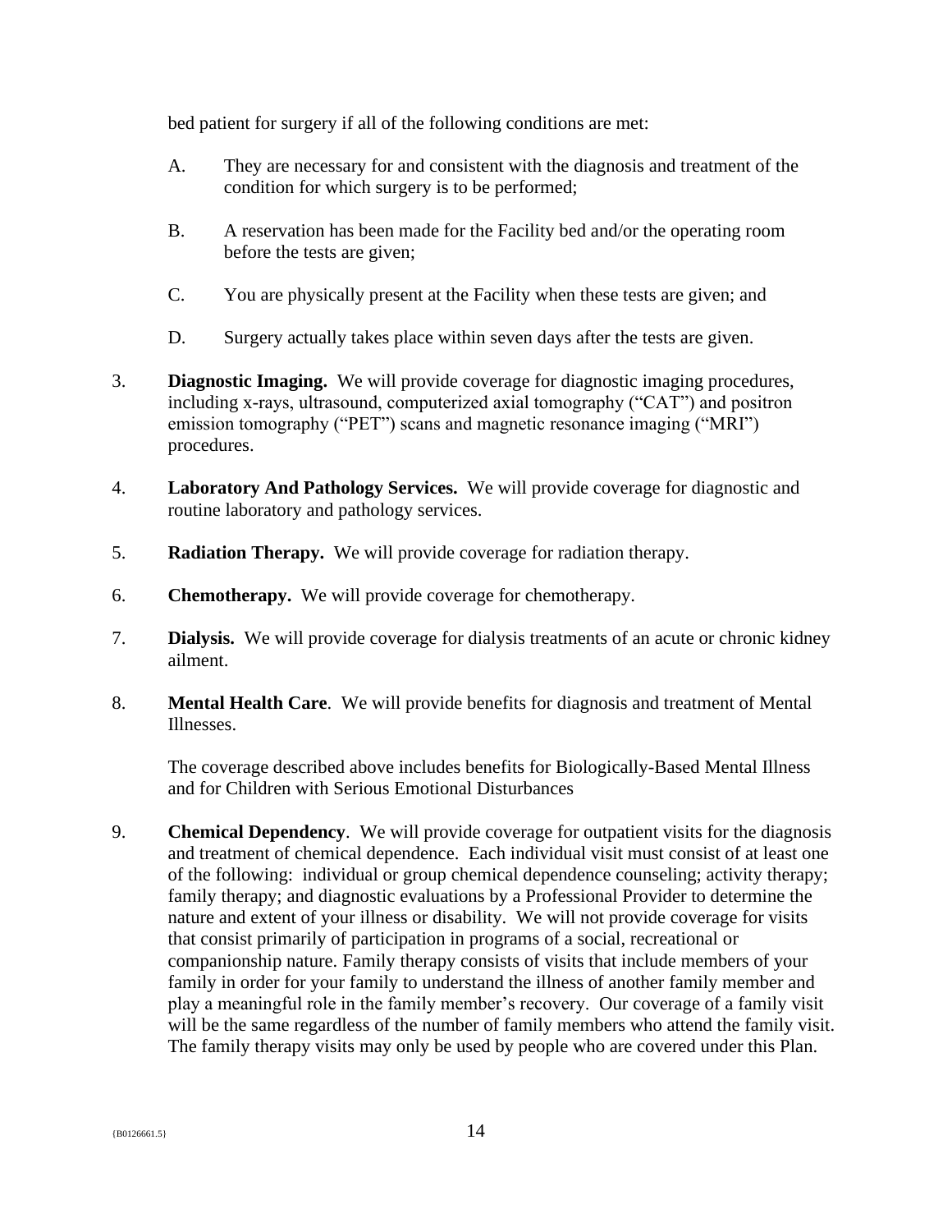bed patient for surgery if all of the following conditions are met:

A. They are necessary for and consistent with the diagnosis and treatment of the condition for which surgery is to be performed;

B. A reservation has been made for the Facility bed and/or the operating room before the tests are given;

C. You are physically present at the Facility when these tests are given; and

D. Surgery actually takes place within seven days after the tests are given.

3. **Diagnostic Imaging.** We will provide coverage for diagnostic imaging procedures, including x-rays, ultrasound, computerized axial tomography ("CAT") and positron emission tomography ("PET") scans and magnetic resonance imaging ("MRI") procedures.

4. **Laboratory And Pathology Services.** We will provide coverage for diagnostic and routine laboratory and pathology services.

5. **Radiation Therapy.** We will provide coverage for radiation therapy.

6. **Chemotherapy.** We will provide coverage for chemotherapy.

7. **Dialysis.** We will provide coverage for dialysis treatments of an acute or chronic kidney ailment.

8. **Mental Health Care**. We will provide benefits for diagnosis and treatment of Mental Illnesses.

   The coverage described above includes benefits for Biologically-Based Mental Illness and for Children with Serious Emotional Disturbances

9. **Chemical Dependency**. We will provide coverage for outpatient visits for the diagnosis and treatment of chemical dependence. Each individual visit must consist of at least one of the following: individual or group chemical dependence counseling; activity therapy; family therapy; and diagnostic evaluations by a Professional Provider to determine the nature and extent of your illness or disability. We will not provide coverage for visits that consist primarily of participation in programs of a social, recreational or companionship nature. Family therapy consists of visits that include members of your family in order for your family to understand the illness of another family member and play a meaningful role in the family member's recovery. Our coverage of a family visit will be the same regardless of the number of family members who attend the family visit. The family therapy visits may only be used by people who are covered under this Plan.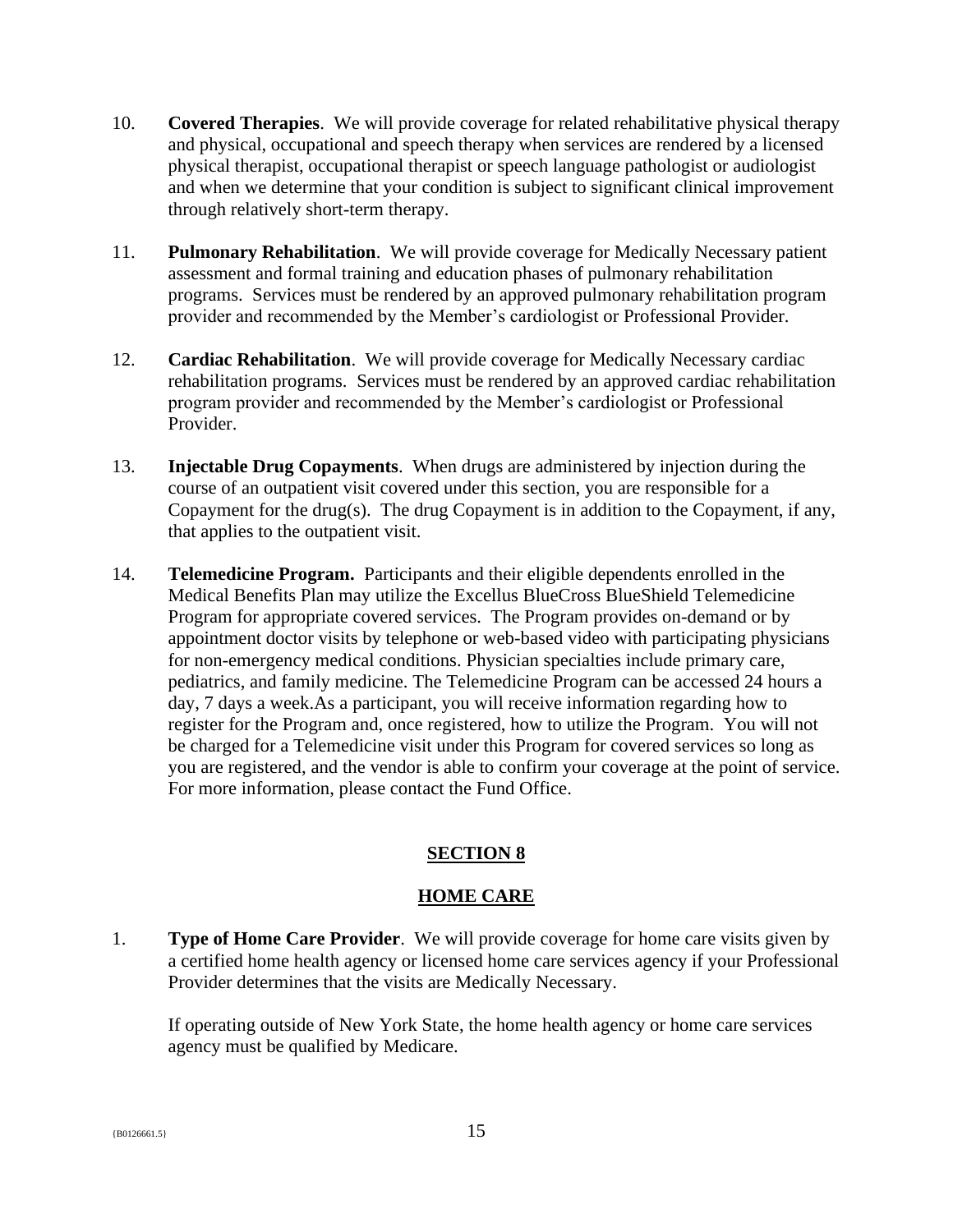10. **Covered Therapies**. We will provide coverage for related rehabilitative physical therapy and physical, occupational and speech therapy when services are rendered by a licensed physical therapist, occupational therapist or speech language pathologist or audiologist and when we determine that your condition is subject to significant clinical improvement through relatively short-term therapy.

11. **Pulmonary Rehabilitation**. We will provide coverage for Medically Necessary patient assessment and formal training and education phases of pulmonary rehabilitation programs. Services must be rendered by an approved pulmonary rehabilitation program provider and recommended by the Member's cardiologist or Professional Provider.

12. **Cardiac Rehabilitation**. We will provide coverage for Medically Necessary cardiac rehabilitation programs. Services must be rendered by an approved cardiac rehabilitation program provider and recommended by the Member's cardiologist or Professional Provider.

13. **Injectable Drug Copayments**. When drugs are administered by injection during the course of an outpatient visit covered under this section, you are responsible for a Copayment for the drug(s). The drug Copayment is in addition to the Copayment, if any, that applies to the outpatient visit.

14. **Telemedicine Program.** Participants and their eligible dependents enrolled in the Medical Benefits Plan may utilize the Excellus BlueCross BlueShield Telemedicine Program for appropriate covered services. The Program provides on-demand or by appointment doctor visits by telephone or web-based video with participating physicians for non-emergency medical conditions. Physician specialties include primary care, pediatrics, and family medicine. The Telemedicine Program can be accessed 24 hours a day, 7 days a week.As a participant, you will receive information regarding how to register for the Program and, once registered, how to utilize the Program. You will not be charged for a Telemedicine visit under this Program for covered services so long as you are registered, and the vendor is able to confirm your coverage at the point of service. For more information, please contact the Fund Office.

## SECTION 8

## HOME CARE

1. **Type of Home Care Provider**. We will provide coverage for home care visits given by a certified home health agency or licensed home care services agency if your Professional Provider determines that the visits are Medically Necessary.

   If operating outside of New York State, the home health agency or home care services agency must be qualified by Medicare.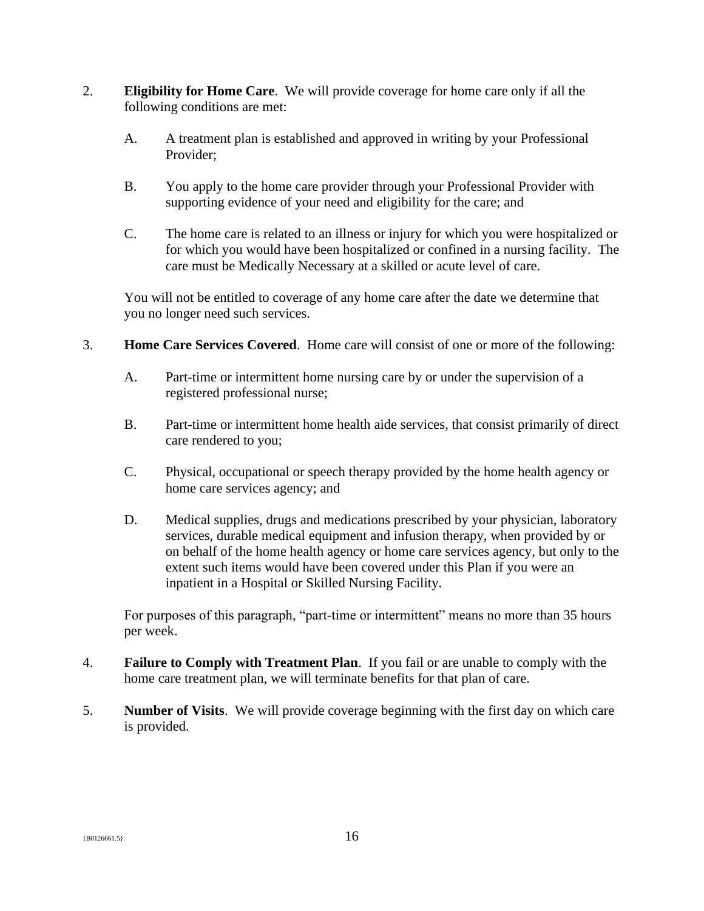2. **Eligibility for Home Care**. We will provide coverage for home care only if all the following conditions are met:

   A. A treatment plan is established and approved in writing by your Professional Provider;

   B. You apply to the home care provider through your Professional Provider with supporting evidence of your need and eligibility for the care; and

   C. The home care is related to an illness or injury for which you were hospitalized or for which you would have been hospitalized or confined in a nursing facility. The care must be Medically Necessary at a skilled or acute level of care.

   You will not be entitled to coverage of any home care after the date we determine that you no longer need such services.

3. **Home Care Services Covered**. Home care will consist of one or more of the following:

   A. Part-time or intermittent home nursing care by or under the supervision of a registered professional nurse;

   B. Part-time or intermittent home health aide services, that consist primarily of direct care rendered to you;

   C. Physical, occupational or speech therapy provided by the home health agency or home care services agency; and

   D. Medical supplies, drugs and medications prescribed by your physician, laboratory services, durable medical equipment and infusion therapy, when provided by or on behalf of the home health agency or home care services agency, but only to the extent such items would have been covered under this Plan if you were an inpatient in a Hospital or Skilled Nursing Facility.

   For purposes of this paragraph, "part-time or intermittent" means no more than 35 hours per week.

4. **Failure to Comply with Treatment Plan**. If you fail or are unable to comply with the home care treatment plan, we will terminate benefits for that plan of care.

5. **Number of Visits**. We will provide coverage beginning with the first day on which care is provided.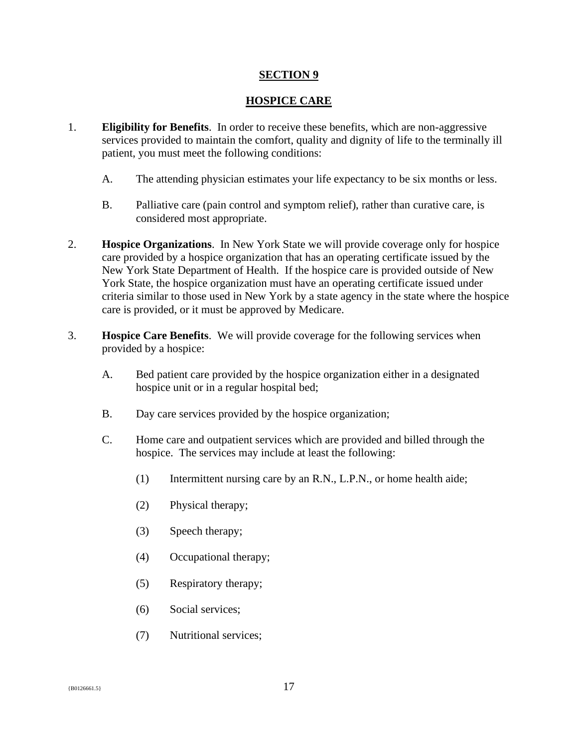## SECTION 9

## HOSPICE CARE

1. **Eligibility for Benefits**. In order to receive these benefits, which are non-aggressive services provided to maintain the comfort, quality and dignity of life to the terminally ill patient, you must meet the following conditions:

   A. The attending physician estimates your life expectancy to be six months or less.

   B. Palliative care (pain control and symptom relief), rather than curative care, is considered most appropriate.

2. **Hospice Organizations**. In New York State we will provide coverage only for hospice care provided by a hospice organization that has an operating certificate issued by the New York State Department of Health. If the hospice care is provided outside of New York State, the hospice organization must have an operating certificate issued under criteria similar to those used in New York by a state agency in the state where the hospice care is provided, or it must be approved by Medicare.

3. **Hospice Care Benefits**. We will provide coverage for the following services when provided by a hospice:

   A. Bed patient care provided by the hospice organization either in a designated hospice unit or in a regular hospital bed;

   B. Day care services provided by the hospice organization;

   C. Home care and outpatient services which are provided and billed through the hospice. The services may include at least the following:

      (1) Intermittent nursing care by an R.N., L.P.N., or home health aide;

      (2) Physical therapy;

      (3) Speech therapy;

      (4) Occupational therapy;

      (5) Respiratory therapy;

      (6) Social services;

      (7) Nutritional services;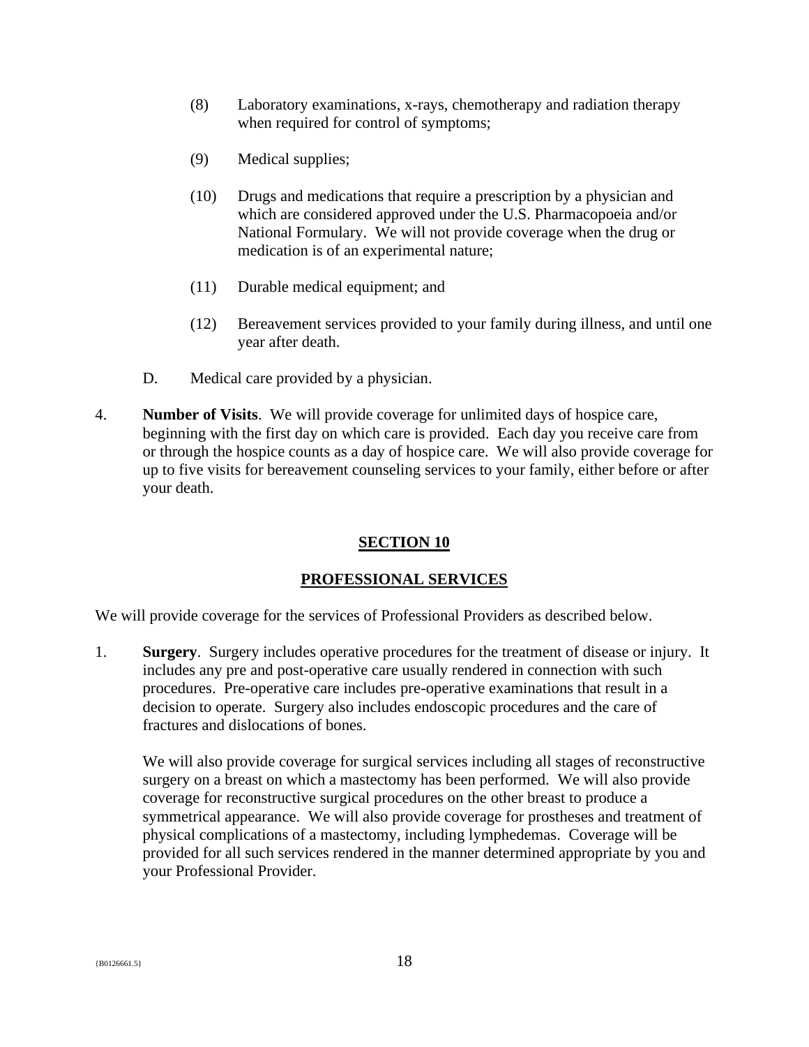(8) Laboratory examinations, x-rays, chemotherapy and radiation therapy when required for control of symptoms;

(9) Medical supplies;

(10) Drugs and medications that require a prescription by a physician and which are considered approved under the U.S. Pharmacopoeia and/or National Formulary. We will not provide coverage when the drug or medication is of an experimental nature;

(11) Durable medical equipment; and

(12) Bereavement services provided to your family during illness, and until one year after death.

D. Medical care provided by a physician.

4. **Number of Visits**. We will provide coverage for unlimited days of hospice care, beginning with the first day on which care is provided. Each day you receive care from or through the hospice counts as a day of hospice care. We will also provide coverage for up to five visits for bereavement counseling services to your family, either before or after your death.

## SECTION 10

## PROFESSIONAL SERVICES

We will provide coverage for the services of Professional Providers as described below.

1. **Surgery**. Surgery includes operative procedures for the treatment of disease or injury. It includes any pre and post-operative care usually rendered in connection with such procedures. Pre-operative care includes pre-operative examinations that result in a decision to operate. Surgery also includes endoscopic procedures and the care of fractures and dislocations of bones.

   We will also provide coverage for surgical services including all stages of reconstructive surgery on a breast on which a mastectomy has been performed. We will also provide coverage for reconstructive surgical procedures on the other breast to produce a symmetrical appearance. We will also provide coverage for prostheses and treatment of physical complications of a mastectomy, including lymphedemas. Coverage will be provided for all such services rendered in the manner determined appropriate by you and your Professional Provider.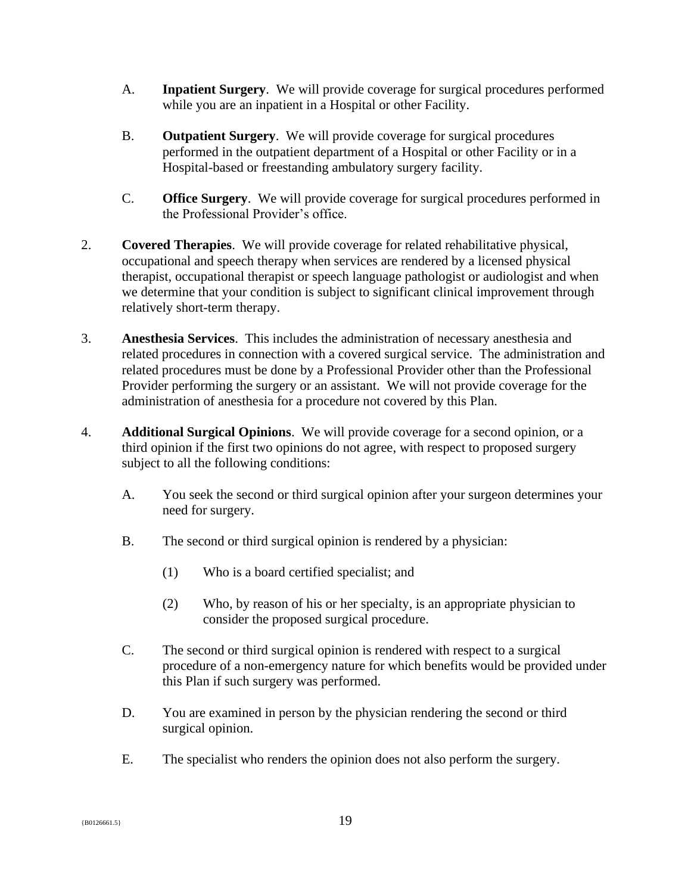A. **Inpatient Surgery**. We will provide coverage for surgical procedures performed while you are an inpatient in a Hospital or other Facility.

B. **Outpatient Surgery**. We will provide coverage for surgical procedures performed in the outpatient department of a Hospital or other Facility or in a Hospital-based or freestanding ambulatory surgery facility.

C. **Office Surgery**. We will provide coverage for surgical procedures performed in the Professional Provider's office.

2. **Covered Therapies**. We will provide coverage for related rehabilitative physical, occupational and speech therapy when services are rendered by a licensed physical therapist, occupational therapist or speech language pathologist or audiologist and when we determine that your condition is subject to significant clinical improvement through relatively short-term therapy.

3. **Anesthesia Services**. This includes the administration of necessary anesthesia and related procedures in connection with a covered surgical service. The administration and related procedures must be done by a Professional Provider other than the Professional Provider performing the surgery or an assistant. We will not provide coverage for the administration of anesthesia for a procedure not covered by this Plan.

4. **Additional Surgical Opinions**. We will provide coverage for a second opinion, or a third opinion if the first two opinions do not agree, with respect to proposed surgery subject to all the following conditions:

   A. You seek the second or third surgical opinion after your surgeon determines your need for surgery.

   B. The second or third surgical opinion is rendered by a physician:

      (1) Who is a board certified specialist; and

      (2) Who, by reason of his or her specialty, is an appropriate physician to consider the proposed surgical procedure.

   C. The second or third surgical opinion is rendered with respect to a surgical procedure of a non-emergency nature for which benefits would be provided under this Plan if such surgery was performed.

   D. You are examined in person by the physician rendering the second or third surgical opinion.

   E. The specialist who renders the opinion does not also perform the surgery.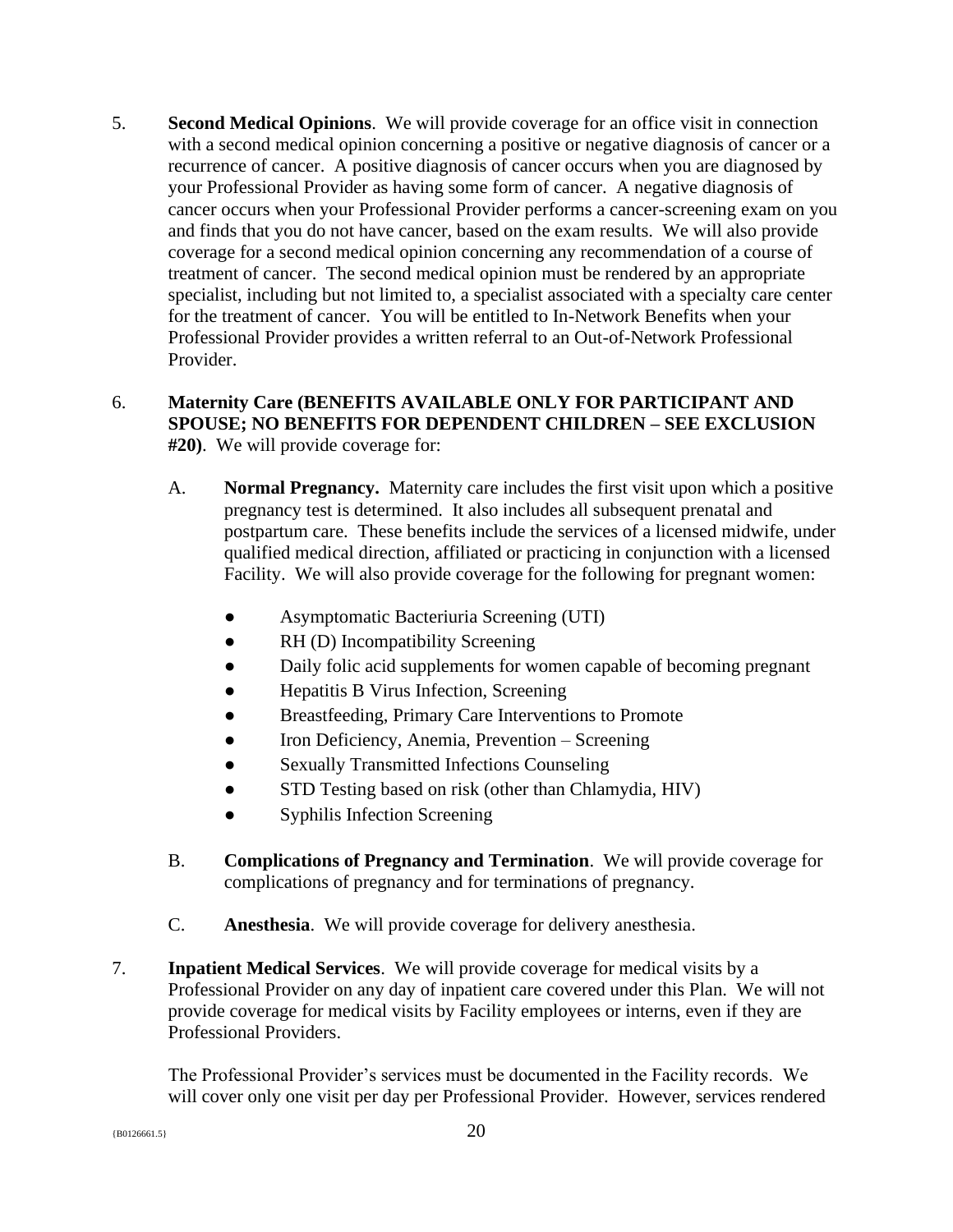5. **Second Medical Opinions**. We will provide coverage for an office visit in connection with a second medical opinion concerning a positive or negative diagnosis of cancer or a recurrence of cancer. A positive diagnosis of cancer occurs when you are diagnosed by your Professional Provider as having some form of cancer. A negative diagnosis of cancer occurs when your Professional Provider performs a cancer-screening exam on you and finds that you do not have cancer, based on the exam results. We will also provide coverage for a second medical opinion concerning any recommendation of a course of treatment of cancer. The second medical opinion must be rendered by an appropriate specialist, including but not limited to, a specialist associated with a specialty care center for the treatment of cancer. You will be entitled to In-Network Benefits when your Professional Provider provides a written referral to an Out-of-Network Professional Provider.

6. **Maternity Care (BENEFITS AVAILABLE ONLY FOR PARTICIPANT AND SPOUSE; NO BENEFITS FOR DEPENDENT CHILDREN – SEE EXCLUSION #20)**. We will provide coverage for:

   A. **Normal Pregnancy.** Maternity care includes the first visit upon which a positive pregnancy test is determined. It also includes all subsequent prenatal and postpartum care. These benefits include the services of a licensed midwife, under qualified medical direction, affiliated or practicing in conjunction with a licensed Facility. We will also provide coverage for the following for pregnant women:

      - Asymptomatic Bacteriuria Screening (UTI)
      - RH (D) Incompatibility Screening
      - Daily folic acid supplements for women capable of becoming pregnant
      - Hepatitis B Virus Infection, Screening
      - Breastfeeding, Primary Care Interventions to Promote
      - Iron Deficiency, Anemia, Prevention – Screening
      - Sexually Transmitted Infections Counseling
      - STD Testing based on risk (other than Chlamydia, HIV)
      - Syphilis Infection Screening

   B. **Complications of Pregnancy and Termination**. We will provide coverage for complications of pregnancy and for terminations of pregnancy.

   C. **Anesthesia**. We will provide coverage for delivery anesthesia.

7. **Inpatient Medical Services**. We will provide coverage for medical visits by a Professional Provider on any day of inpatient care covered under this Plan. We will not provide coverage for medical visits by Facility employees or interns, even if they are Professional Providers.

   The Professional Provider's services must be documented in the Facility records. We will cover only one visit per day per Professional Provider. However, services rendered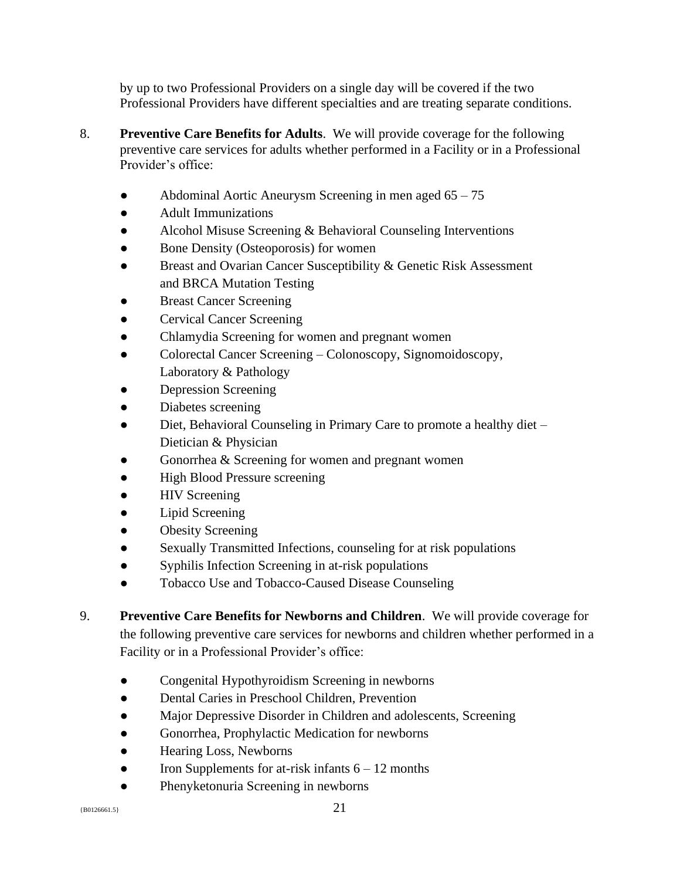by up to two Professional Providers on a single day will be covered if the two Professional Providers have different specialties and are treating separate conditions.

8. **Preventive Care Benefits for Adults**. We will provide coverage for the following preventive care services for adults whether performed in a Facility or in a Professional Provider's office:

   - Abdominal Aortic Aneurysm Screening in men aged 65 – 75
   - Adult Immunizations
   - Alcohol Misuse Screening & Behavioral Counseling Interventions
   - Bone Density (Osteoporosis) for women
   - Breast and Ovarian Cancer Susceptibility & Genetic Risk Assessment and BRCA Mutation Testing
   - Breast Cancer Screening
   - Cervical Cancer Screening
   - Chlamydia Screening for women and pregnant women
   - Colorectal Cancer Screening – Colonoscopy, Signomoidoscopy, Laboratory & Pathology
   - Depression Screening
   - Diabetes screening
   - Diet, Behavioral Counseling in Primary Care to promote a healthy diet – Dietician & Physician
   - Gonorrhea & Screening for women and pregnant women
   - High Blood Pressure screening
   - HIV Screening
   - Lipid Screening
   - Obesity Screening
   - Sexually Transmitted Infections, counseling for at risk populations
   - Syphilis Infection Screening in at-risk populations
   - Tobacco Use and Tobacco-Caused Disease Counseling

9. **Preventive Care Benefits for Newborns and Children**. We will provide coverage for the following preventive care services for newborns and children whether performed in a Facility or in a Professional Provider's office:

   - Congenital Hypothyroidism Screening in newborns
   - Dental Caries in Preschool Children, Prevention
   - Major Depressive Disorder in Children and adolescents, Screening
   - Gonorrhea, Prophylactic Medication for newborns
   - Hearing Loss, Newborns
   - Iron Supplements for at-risk infants 6 – 12 months
   - Phenyketonuria Screening in newborns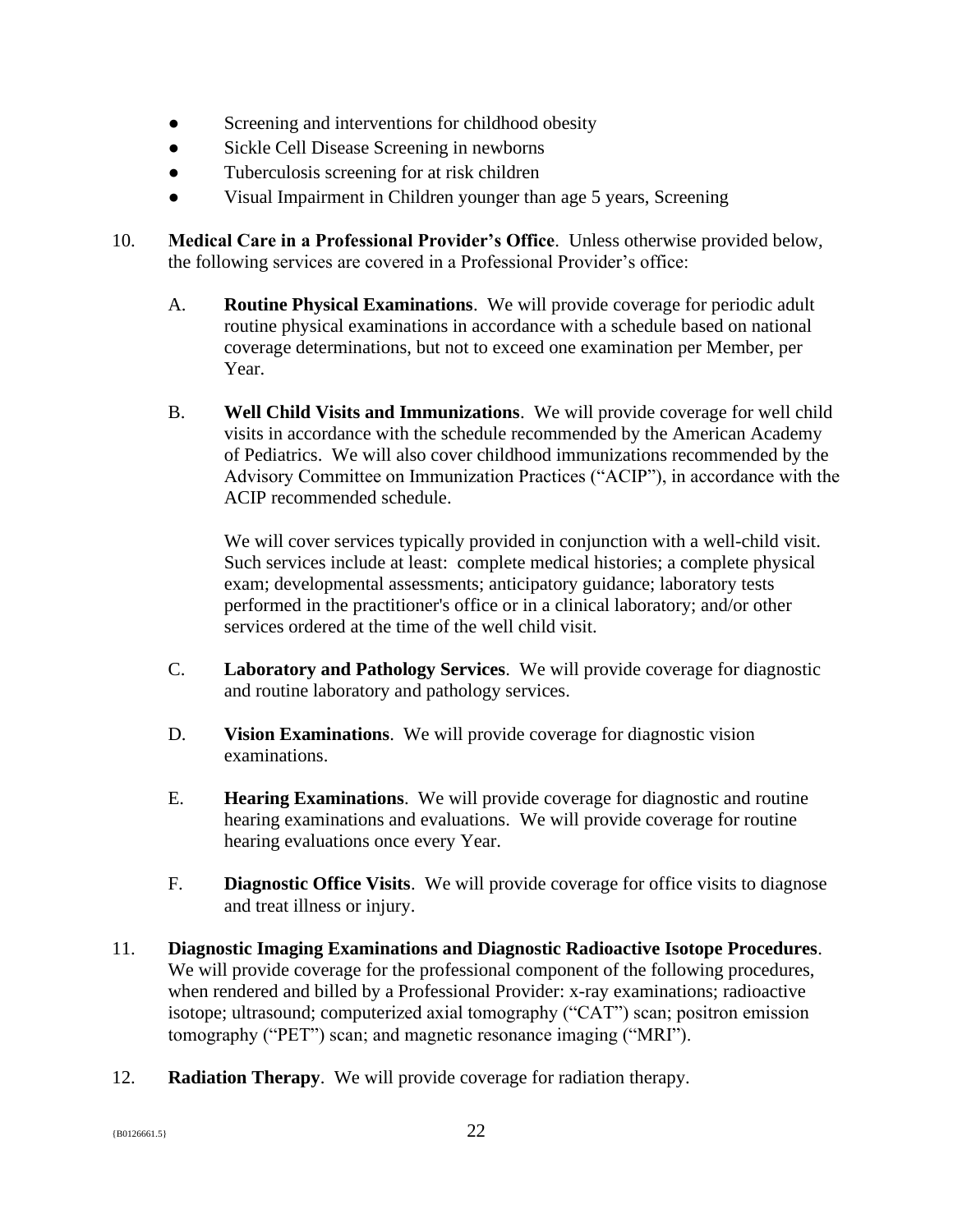- Screening and interventions for childhood obesity
- Sickle Cell Disease Screening in newborns
- Tuberculosis screening for at risk children
- Visual Impairment in Children younger than age 5 years, Screening

10. **Medical Care in a Professional Provider's Office**. Unless otherwise provided below, the following services are covered in a Professional Provider's office:

    A. **Routine Physical Examinations**. We will provide coverage for periodic adult routine physical examinations in accordance with a schedule based on national coverage determinations, but not to exceed one examination per Member, per Year.

    B. **Well Child Visits and Immunizations**. We will provide coverage for well child visits in accordance with the schedule recommended by the American Academy of Pediatrics. We will also cover childhood immunizations recommended by the Advisory Committee on Immunization Practices ("ACIP"), in accordance with the ACIP recommended schedule.

       We will cover services typically provided in conjunction with a well-child visit. Such services include at least: complete medical histories; a complete physical exam; developmental assessments; anticipatory guidance; laboratory tests performed in the practitioner's office or in a clinical laboratory; and/or other services ordered at the time of the well child visit.

    C. **Laboratory and Pathology Services**. We will provide coverage for diagnostic and routine laboratory and pathology services.

    D. **Vision Examinations**. We will provide coverage for diagnostic vision examinations.

    E. **Hearing Examinations**. We will provide coverage for diagnostic and routine hearing examinations and evaluations. We will provide coverage for routine hearing evaluations once every Year.

    F. **Diagnostic Office Visits**. We will provide coverage for office visits to diagnose and treat illness or injury.

11. **Diagnostic Imaging Examinations and Diagnostic Radioactive Isotope Procedures**. We will provide coverage for the professional component of the following procedures, when rendered and billed by a Professional Provider: x-ray examinations; radioactive isotope; ultrasound; computerized axial tomography ("CAT") scan; positron emission tomography ("PET") scan; and magnetic resonance imaging ("MRI").

12. **Radiation Therapy**. We will provide coverage for radiation therapy.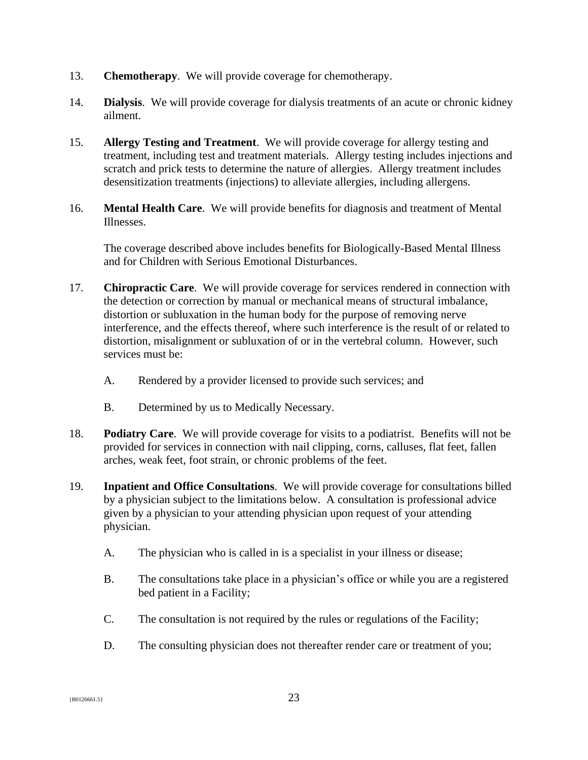13. **Chemotherapy**. We will provide coverage for chemotherapy.

14. **Dialysis**. We will provide coverage for dialysis treatments of an acute or chronic kidney ailment.

15. **Allergy Testing and Treatment**. We will provide coverage for allergy testing and treatment, including test and treatment materials. Allergy testing includes injections and scratch and prick tests to determine the nature of allergies. Allergy treatment includes desensitization treatments (injections) to alleviate allergies, including allergens.

16. **Mental Health Care**. We will provide benefits for diagnosis and treatment of Mental Illnesses.

    The coverage described above includes benefits for Biologically-Based Mental Illness and for Children with Serious Emotional Disturbances.

17. **Chiropractic Care**. We will provide coverage for services rendered in connection with the detection or correction by manual or mechanical means of structural imbalance, distortion or subluxation in the human body for the purpose of removing nerve interference, and the effects thereof, where such interference is the result of or related to distortion, misalignment or subluxation of or in the vertebral column. However, such services must be:

    A. Rendered by a provider licensed to provide such services; and

    B. Determined by us to Medically Necessary.

18. **Podiatry Care**. We will provide coverage for visits to a podiatrist. Benefits will not be provided for services in connection with nail clipping, corns, calluses, flat feet, fallen arches, weak feet, foot strain, or chronic problems of the feet.

19. **Inpatient and Office Consultations**. We will provide coverage for consultations billed by a physician subject to the limitations below. A consultation is professional advice given by a physician to your attending physician upon request of your attending physician.

    A. The physician who is called in is a specialist in your illness or disease;

    B. The consultations take place in a physician's office or while you are a registered bed patient in a Facility;

    C. The consultation is not required by the rules or regulations of the Facility;

    D. The consulting physician does not thereafter render care or treatment of you;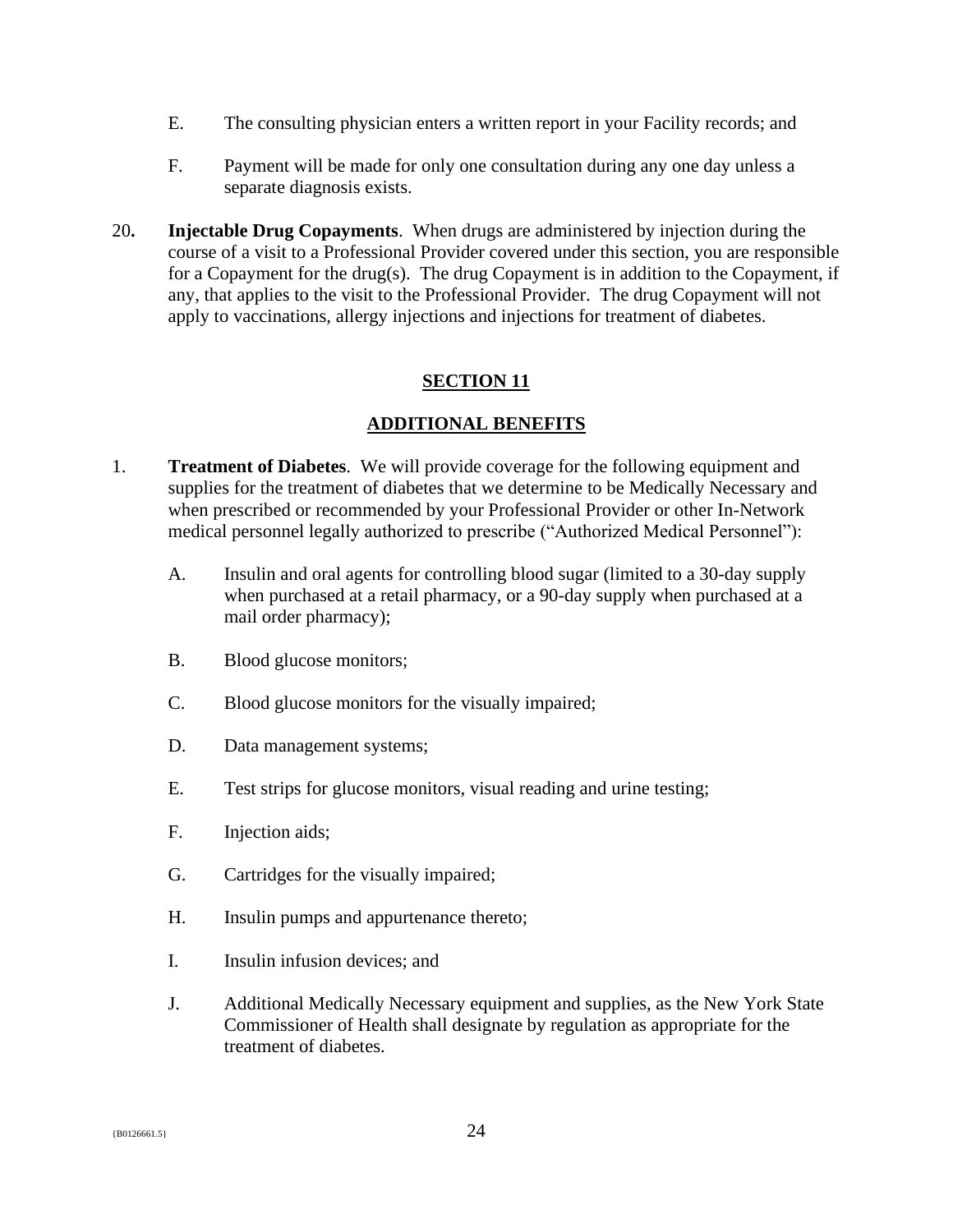E. The consulting physician enters a written report in your Facility records; and

F. Payment will be made for only one consultation during any one day unless a separate diagnosis exists.

20. **Injectable Drug Copayments**. When drugs are administered by injection during the course of a visit to a Professional Provider covered under this section, you are responsible for a Copayment for the drug(s). The drug Copayment is in addition to the Copayment, if any, that applies to the visit to the Professional Provider. The drug Copayment will not apply to vaccinations, allergy injections and injections for treatment of diabetes.

## SECTION 11

## ADDITIONAL BENEFITS

1. **Treatment of Diabetes**. We will provide coverage for the following equipment and supplies for the treatment of diabetes that we determine to be Medically Necessary and when prescribed or recommended by your Professional Provider or other In-Network medical personnel legally authorized to prescribe ("Authorized Medical Personnel"):

   A. Insulin and oral agents for controlling blood sugar (limited to a 30-day supply when purchased at a retail pharmacy, or a 90-day supply when purchased at a mail order pharmacy);

   B. Blood glucose monitors;

   C. Blood glucose monitors for the visually impaired;

   D. Data management systems;

   E. Test strips for glucose monitors, visual reading and urine testing;

   F. Injection aids;

   G. Cartridges for the visually impaired;

   H. Insulin pumps and appurtenance thereto;

   I. Insulin infusion devices; and

   J. Additional Medically Necessary equipment and supplies, as the New York State Commissioner of Health shall designate by regulation as appropriate for the treatment of diabetes.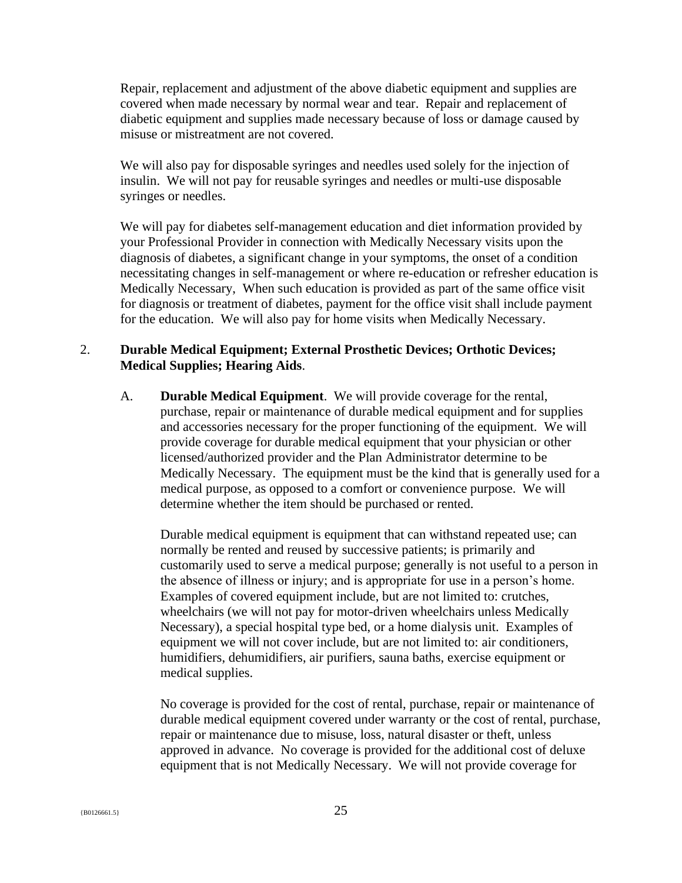Repair, replacement and adjustment of the above diabetic equipment and supplies are covered when made necessary by normal wear and tear. Repair and replacement of diabetic equipment and supplies made necessary because of loss or damage caused by misuse or mistreatment are not covered.

We will also pay for disposable syringes and needles used solely for the injection of insulin. We will not pay for reusable syringes and needles or multi-use disposable syringes or needles.

We will pay for diabetes self-management education and diet information provided by your Professional Provider in connection with Medically Necessary visits upon the diagnosis of diabetes, a significant change in your symptoms, the onset of a condition necessitating changes in self-management or where re-education or refresher education is Medically Necessary, When such education is provided as part of the same office visit for diagnosis or treatment of diabetes, payment for the office visit shall include payment for the education. We will also pay for home visits when Medically Necessary.

2. **Durable Medical Equipment; External Prosthetic Devices; Orthotic Devices; Medical Supplies; Hearing Aids**.

   A. **Durable Medical Equipment**. We will provide coverage for the rental, purchase, repair or maintenance of durable medical equipment and for supplies and accessories necessary for the proper functioning of the equipment. We will provide coverage for durable medical equipment that your physician or other licensed/authorized provider and the Plan Administrator determine to be Medically Necessary. The equipment must be the kind that is generally used for a medical purpose, as opposed to a comfort or convenience purpose. We will determine whether the item should be purchased or rented.

   Durable medical equipment is equipment that can withstand repeated use; can normally be rented and reused by successive patients; is primarily and customarily used to serve a medical purpose; generally is not useful to a person in the absence of illness or injury; and is appropriate for use in a person's home. Examples of covered equipment include, but are not limited to: crutches, wheelchairs (we will not pay for motor-driven wheelchairs unless Medically Necessary), a special hospital type bed, or a home dialysis unit. Examples of equipment we will not cover include, but are not limited to: air conditioners, humidifiers, dehumidifiers, air purifiers, sauna baths, exercise equipment or medical supplies.

   No coverage is provided for the cost of rental, purchase, repair or maintenance of durable medical equipment covered under warranty or the cost of rental, purchase, repair or maintenance due to misuse, loss, natural disaster or theft, unless approved in advance. No coverage is provided for the additional cost of deluxe equipment that is not Medically Necessary. We will not provide coverage for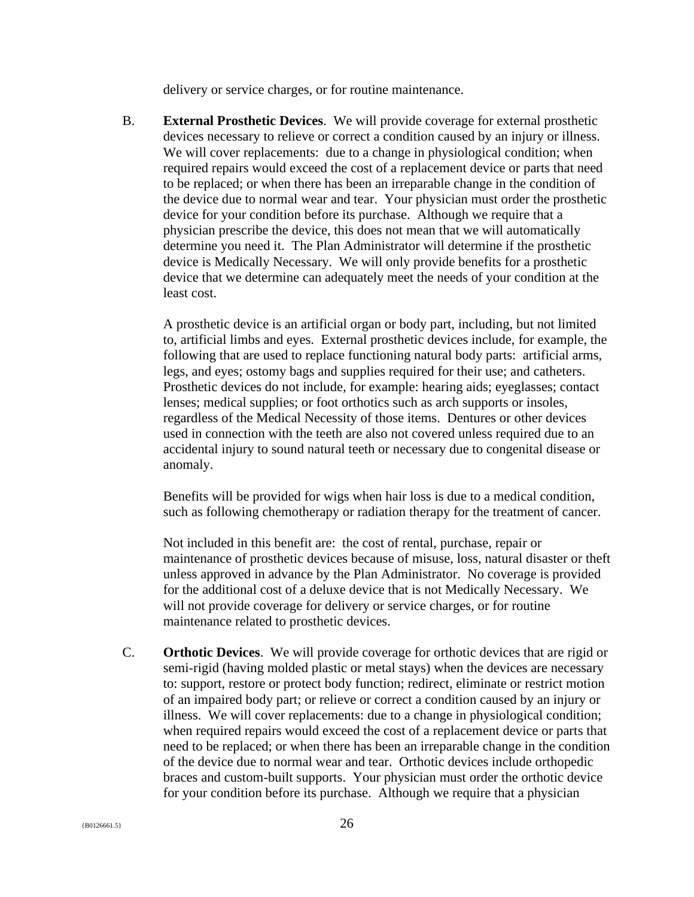delivery or service charges, or for routine maintenance.

B. **External Prosthetic Devices**. We will provide coverage for external prosthetic devices necessary to relieve or correct a condition caused by an injury or illness. We will cover replacements: due to a change in physiological condition; when required repairs would exceed the cost of a replacement device or parts that need to be replaced; or when there has been an irreparable change in the condition of the device due to normal wear and tear. Your physician must order the prosthetic device for your condition before its purchase. Although we require that a physician prescribe the device, this does not mean that we will automatically determine you need it. The Plan Administrator will determine if the prosthetic device is Medically Necessary. We will only provide benefits for a prosthetic device that we determine can adequately meet the needs of your condition at the least cost.

A prosthetic device is an artificial organ or body part, including, but not limited to, artificial limbs and eyes. External prosthetic devices include, for example, the following that are used to replace functioning natural body parts: artificial arms, legs, and eyes; ostomy bags and supplies required for their use; and catheters. Prosthetic devices do not include, for example: hearing aids; eyeglasses; contact lenses; medical supplies; or foot orthotics such as arch supports or insoles, regardless of the Medical Necessity of those items. Dentures or other devices used in connection with the teeth are also not covered unless required due to an accidental injury to sound natural teeth or necessary due to congenital disease or anomaly.

Benefits will be provided for wigs when hair loss is due to a medical condition, such as following chemotherapy or radiation therapy for the treatment of cancer.

Not included in this benefit are: the cost of rental, purchase, repair or maintenance of prosthetic devices because of misuse, loss, natural disaster or theft unless approved in advance by the Plan Administrator. No coverage is provided for the additional cost of a deluxe device that is not Medically Necessary. We will not provide coverage for delivery or service charges, or for routine maintenance related to prosthetic devices.

C. **Orthotic Devices**. We will provide coverage for orthotic devices that are rigid or semi-rigid (having molded plastic or metal stays) when the devices are necessary to: support, restore or protect body function; redirect, eliminate or restrict motion of an impaired body part; or relieve or correct a condition caused by an injury or illness. We will cover replacements: due to a change in physiological condition; when required repairs would exceed the cost of a replacement device or parts that need to be replaced; or when there has been an irreparable change in the condition of the device due to normal wear and tear. Orthotic devices include orthopedic braces and custom-built supports. Your physician must order the orthotic device for your condition before its purchase. Although we require that a physician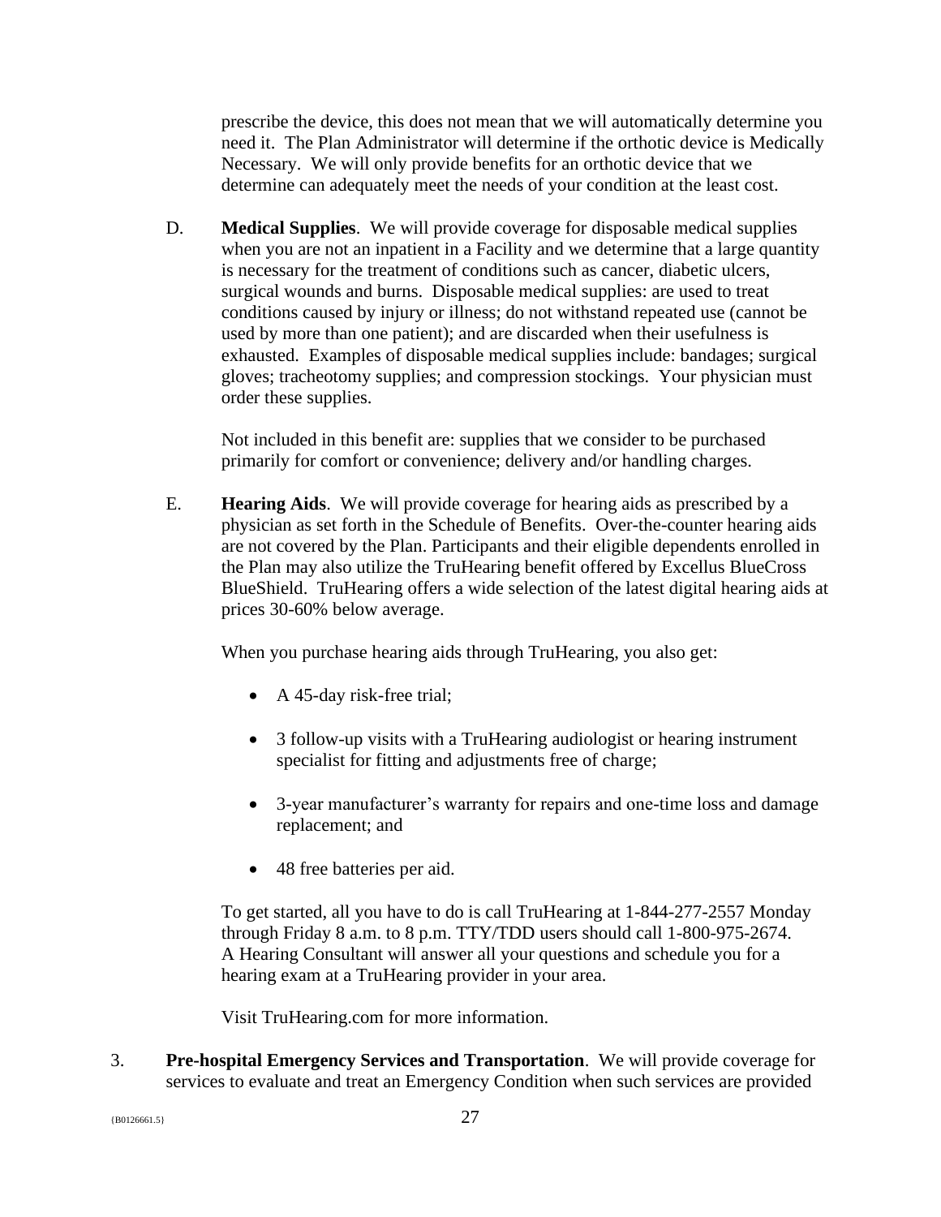prescribe the device, this does not mean that we will automatically determine you need it. The Plan Administrator will determine if the orthotic device is Medically Necessary. We will only provide benefits for an orthotic device that we determine can adequately meet the needs of your condition at the least cost.

D. **Medical Supplies**. We will provide coverage for disposable medical supplies when you are not an inpatient in a Facility and we determine that a large quantity is necessary for the treatment of conditions such as cancer, diabetic ulcers, surgical wounds and burns. Disposable medical supplies: are used to treat conditions caused by injury or illness; do not withstand repeated use (cannot be used by more than one patient); and are discarded when their usefulness is exhausted. Examples of disposable medical supplies include: bandages; surgical gloves; tracheotomy supplies; and compression stockings. Your physician must order these supplies.

Not included in this benefit are: supplies that we consider to be purchased primarily for comfort or convenience; delivery and/or handling charges.

E. **Hearing Aids**. We will provide coverage for hearing aids as prescribed by a physician as set forth in the Schedule of Benefits. Over-the-counter hearing aids are not covered by the Plan. Participants and their eligible dependents enrolled in the Plan may also utilize the TruHearing benefit offered by Excellus BlueCross BlueShield. TruHearing offers a wide selection of the latest digital hearing aids at prices 30-60% below average.

When you purchase hearing aids through TruHearing, you also get:

- A 45-day risk-free trial;
- 3 follow-up visits with a TruHearing audiologist or hearing instrument specialist for fitting and adjustments free of charge;
- 3-year manufacturer's warranty for repairs and one-time loss and damage replacement; and
- 48 free batteries per aid.

To get started, all you have to do is call TruHearing at 1-844-277-2557 Monday through Friday 8 a.m. to 8 p.m. TTY/TDD users should call 1-800-975-2674. A Hearing Consultant will answer all your questions and schedule you for a hearing exam at a TruHearing provider in your area.

Visit TruHearing.com for more information.

3. **Pre-hospital Emergency Services and Transportation**. We will provide coverage for services to evaluate and treat an Emergency Condition when such services are provided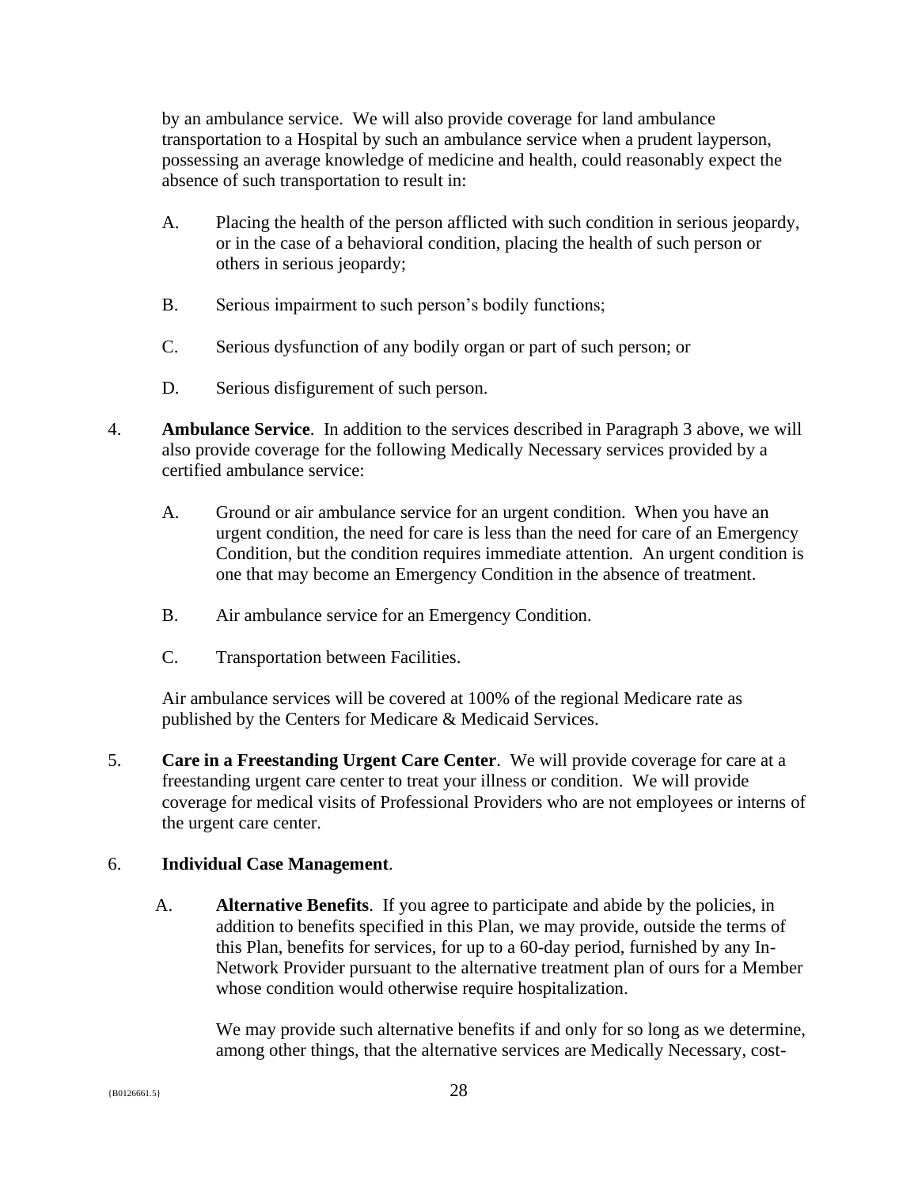by an ambulance service. We will also provide coverage for land ambulance transportation to a Hospital by such an ambulance service when a prudent layperson, possessing an average knowledge of medicine and health, could reasonably expect the absence of such transportation to result in:

A. Placing the health of the person afflicted with such condition in serious jeopardy, or in the case of a behavioral condition, placing the health of such person or others in serious jeopardy;

B. Serious impairment to such person's bodily functions;

C. Serious dysfunction of any bodily organ or part of such person; or

D. Serious disfigurement of such person.

4. **Ambulance Service**. In addition to the services described in Paragraph 3 above, we will also provide coverage for the following Medically Necessary services provided by a certified ambulance service:

A. Ground or air ambulance service for an urgent condition. When you have an urgent condition, the need for care is less than the need for care of an Emergency Condition, but the condition requires immediate attention. An urgent condition is one that may become an Emergency Condition in the absence of treatment.

B. Air ambulance service for an Emergency Condition.

C. Transportation between Facilities.

Air ambulance services will be covered at 100% of the regional Medicare rate as published by the Centers for Medicare & Medicaid Services.

5. **Care in a Freestanding Urgent Care Center**. We will provide coverage for care at a freestanding urgent care center to treat your illness or condition. We will provide coverage for medical visits of Professional Providers who are not employees or interns of the urgent care center.

6. **Individual Case Management**.

A. **Alternative Benefits**. If you agree to participate and abide by the policies, in addition to benefits specified in this Plan, we may provide, outside the terms of this Plan, benefits for services, for up to a 60-day period, furnished by any In-Network Provider pursuant to the alternative treatment plan of ours for a Member whose condition would otherwise require hospitalization.

We may provide such alternative benefits if and only for so long as we determine, among other things, that the alternative services are Medically Necessary, cost-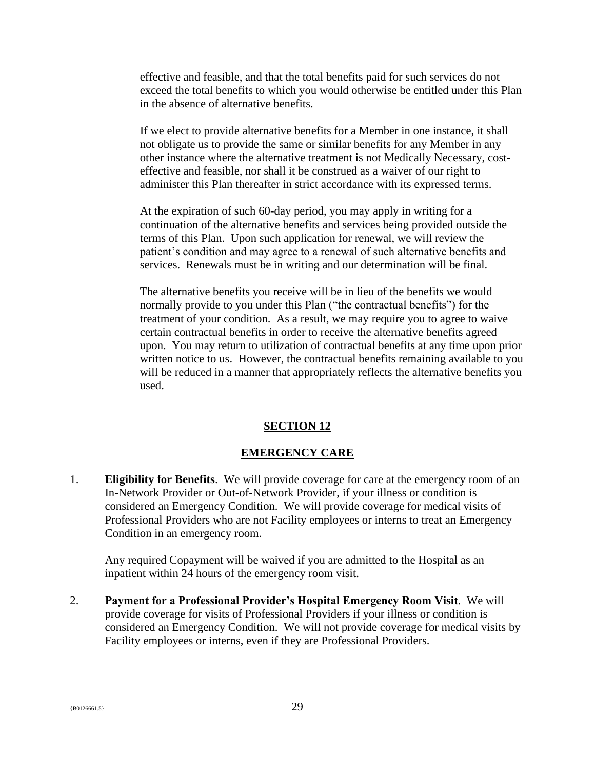effective and feasible, and that the total benefits paid for such services do not exceed the total benefits to which you would otherwise be entitled under this Plan in the absence of alternative benefits.

If we elect to provide alternative benefits for a Member in one instance, it shall not obligate us to provide the same or similar benefits for any Member in any other instance where the alternative treatment is not Medically Necessary, cost-effective and feasible, nor shall it be construed as a waiver of our right to administer this Plan thereafter in strict accordance with its expressed terms.

At the expiration of such 60-day period, you may apply in writing for a continuation of the alternative benefits and services being provided outside the terms of this Plan. Upon such application for renewal, we will review the patient's condition and may agree to a renewal of such alternative benefits and services. Renewals must be in writing and our determination will be final.

The alternative benefits you receive will be in lieu of the benefits we would normally provide to you under this Plan ("the contractual benefits") for the treatment of your condition. As a result, we may require you to agree to waive certain contractual benefits in order to receive the alternative benefits agreed upon. You may return to utilization of contractual benefits at any time upon prior written notice to us. However, the contractual benefits remaining available to you will be reduced in a manner that appropriately reflects the alternative benefits you used.

## SECTION 12

## EMERGENCY CARE

1. **Eligibility for Benefits**. We will provide coverage for care at the emergency room of an In-Network Provider or Out-of-Network Provider, if your illness or condition is considered an Emergency Condition. We will provide coverage for medical visits of Professional Providers who are not Facility employees or interns to treat an Emergency Condition in an emergency room.

   Any required Copayment will be waived if you are admitted to the Hospital as an inpatient within 24 hours of the emergency room visit.

2. **Payment for a Professional Provider's Hospital Emergency Room Visit**. We will provide coverage for visits of Professional Providers if your illness or condition is considered an Emergency Condition. We will not provide coverage for medical visits by Facility employees or interns, even if they are Professional Providers.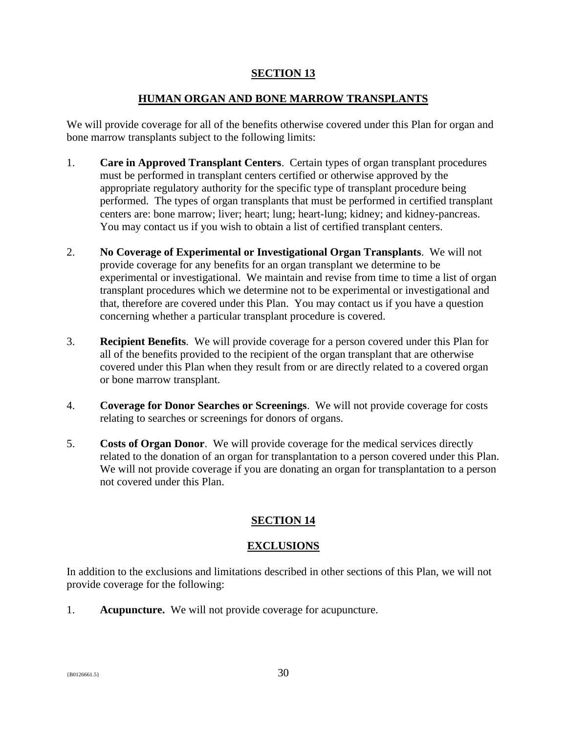## SECTION 13

## HUMAN ORGAN AND BONE MARROW TRANSPLANTS

We will provide coverage for all of the benefits otherwise covered under this Plan for organ and bone marrow transplants subject to the following limits:

1. **Care in Approved Transplant Centers**. Certain types of organ transplant procedures must be performed in transplant centers certified or otherwise approved by the appropriate regulatory authority for the specific type of transplant procedure being performed. The types of organ transplants that must be performed in certified transplant centers are: bone marrow; liver; heart; lung; heart-lung; kidney; and kidney-pancreas. You may contact us if you wish to obtain a list of certified transplant centers.

2. **No Coverage of Experimental or Investigational Organ Transplants**. We will not provide coverage for any benefits for an organ transplant we determine to be experimental or investigational. We maintain and revise from time to time a list of organ transplant procedures which we determine not to be experimental or investigational and that, therefore are covered under this Plan. You may contact us if you have a question concerning whether a particular transplant procedure is covered.

3. **Recipient Benefits**. We will provide coverage for a person covered under this Plan for all of the benefits provided to the recipient of the organ transplant that are otherwise covered under this Plan when they result from or are directly related to a covered organ or bone marrow transplant.

4. **Coverage for Donor Searches or Screenings**. We will not provide coverage for costs relating to searches or screenings for donors of organs.

5. **Costs of Organ Donor**. We will provide coverage for the medical services directly related to the donation of an organ for transplantation to a person covered under this Plan. We will not provide coverage if you are donating an organ for transplantation to a person not covered under this Plan.

## SECTION 14

## EXCLUSIONS

In addition to the exclusions and limitations described in other sections of this Plan, we will not provide coverage for the following:

1. **Acupuncture.** We will not provide coverage for acupuncture.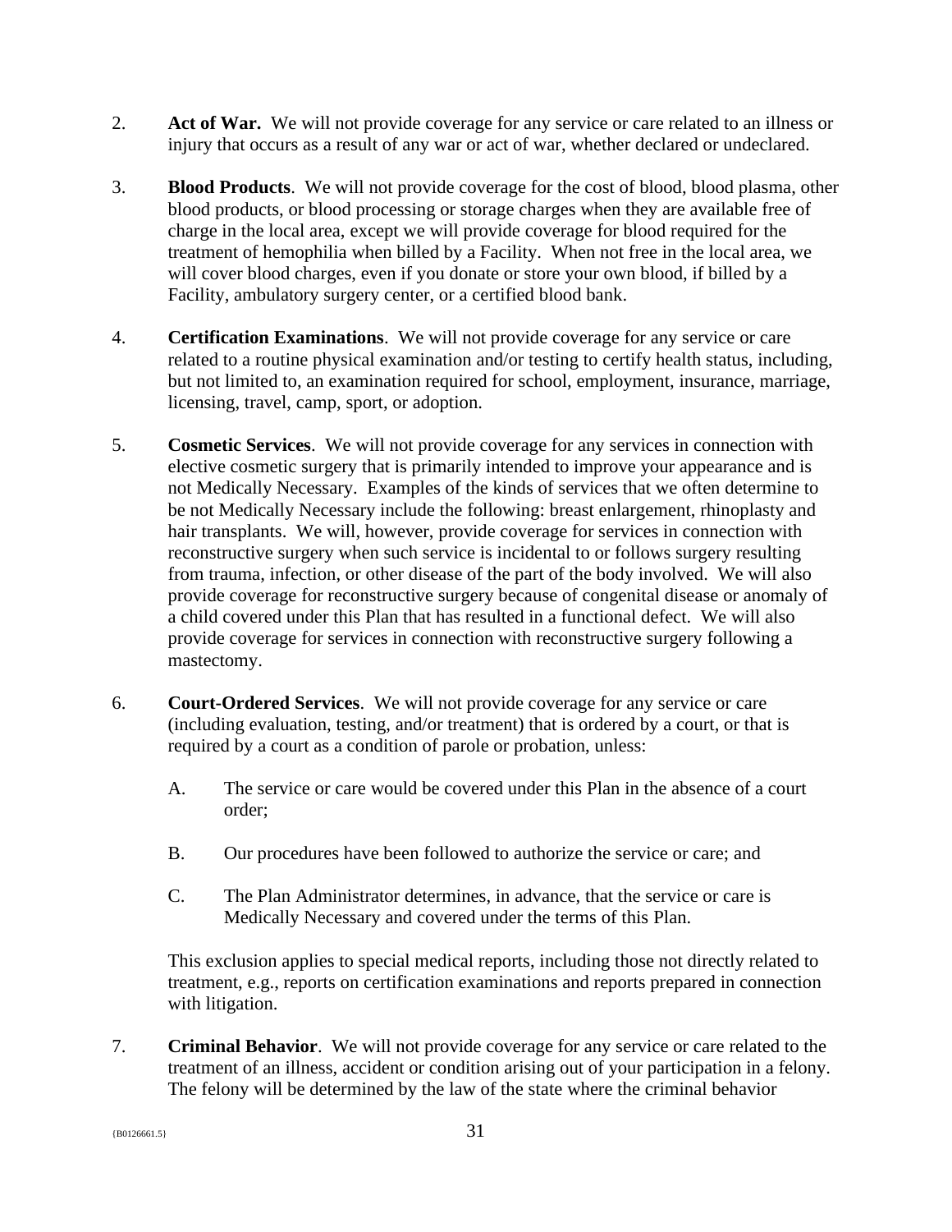2. **Act of War.** We will not provide coverage for any service or care related to an illness or injury that occurs as a result of any war or act of war, whether declared or undeclared.

3. **Blood Products**. We will not provide coverage for the cost of blood, blood plasma, other blood products, or blood processing or storage charges when they are available free of charge in the local area, except we will provide coverage for blood required for the treatment of hemophilia when billed by a Facility. When not free in the local area, we will cover blood charges, even if you donate or store your own blood, if billed by a Facility, ambulatory surgery center, or a certified blood bank.

4. **Certification Examinations**. We will not provide coverage for any service or care related to a routine physical examination and/or testing to certify health status, including, but not limited to, an examination required for school, employment, insurance, marriage, licensing, travel, camp, sport, or adoption.

5. **Cosmetic Services**. We will not provide coverage for any services in connection with elective cosmetic surgery that is primarily intended to improve your appearance and is not Medically Necessary. Examples of the kinds of services that we often determine to be not Medically Necessary include the following: breast enlargement, rhinoplasty and hair transplants. We will, however, provide coverage for services in connection with reconstructive surgery when such service is incidental to or follows surgery resulting from trauma, infection, or other disease of the part of the body involved. We will also provide coverage for reconstructive surgery because of congenital disease or anomaly of a child covered under this Plan that has resulted in a functional defect. We will also provide coverage for services in connection with reconstructive surgery following a mastectomy.

6. **Court-Ordered Services**. We will not provide coverage for any service or care (including evaluation, testing, and/or treatment) that is ordered by a court, or that is required by a court as a condition of parole or probation, unless:

   A. The service or care would be covered under this Plan in the absence of a court order;

   B. Our procedures have been followed to authorize the service or care; and

   C. The Plan Administrator determines, in advance, that the service or care is Medically Necessary and covered under the terms of this Plan.

   This exclusion applies to special medical reports, including those not directly related to treatment, e.g., reports on certification examinations and reports prepared in connection with litigation.

7. **Criminal Behavior**. We will not provide coverage for any service or care related to the treatment of an illness, accident or condition arising out of your participation in a felony. The felony will be determined by the law of the state where the criminal behavior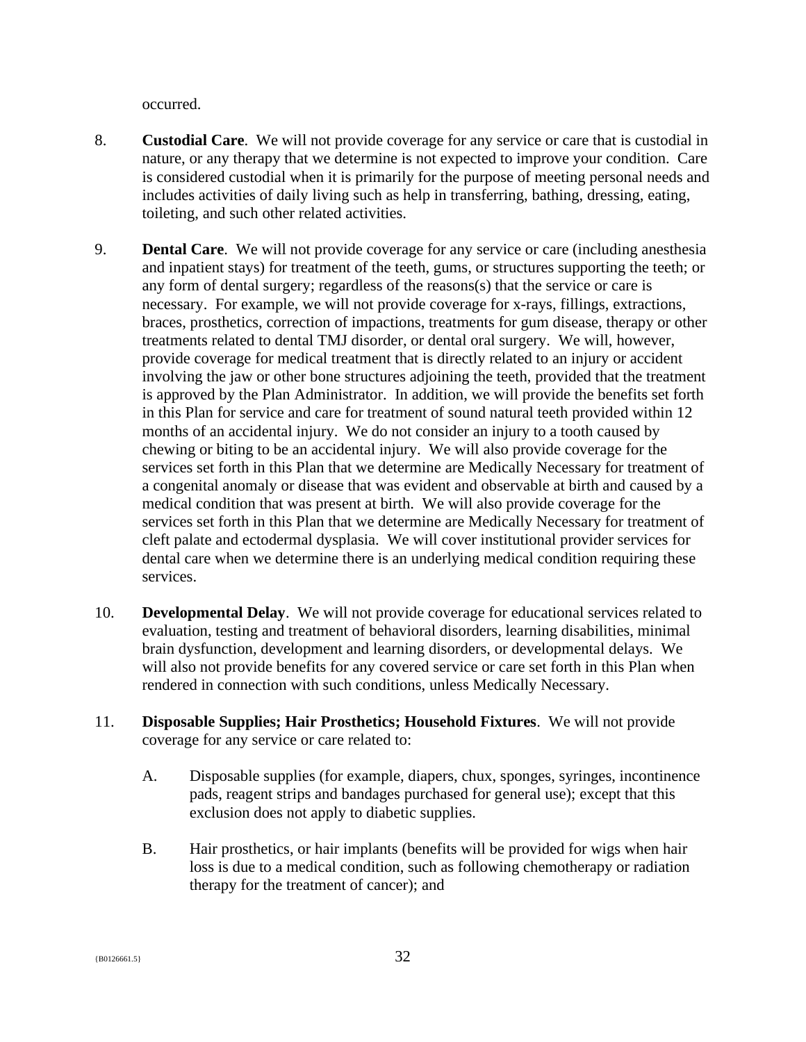occurred.

8. **Custodial Care**. We will not provide coverage for any service or care that is custodial in nature, or any therapy that we determine is not expected to improve your condition. Care is considered custodial when it is primarily for the purpose of meeting personal needs and includes activities of daily living such as help in transferring, bathing, dressing, eating, toileting, and such other related activities.

9. **Dental Care**. We will not provide coverage for any service or care (including anesthesia and inpatient stays) for treatment of the teeth, gums, or structures supporting the teeth; or any form of dental surgery; regardless of the reasons(s) that the service or care is necessary. For example, we will not provide coverage for x-rays, fillings, extractions, braces, prosthetics, correction of impactions, treatments for gum disease, therapy or other treatments related to dental TMJ disorder, or dental oral surgery. We will, however, provide coverage for medical treatment that is directly related to an injury or accident involving the jaw or other bone structures adjoining the teeth, provided that the treatment is approved by the Plan Administrator. In addition, we will provide the benefits set forth in this Plan for service and care for treatment of sound natural teeth provided within 12 months of an accidental injury. We do not consider an injury to a tooth caused by chewing or biting to be an accidental injury. We will also provide coverage for the services set forth in this Plan that we determine are Medically Necessary for treatment of a congenital anomaly or disease that was evident and observable at birth and caused by a medical condition that was present at birth. We will also provide coverage for the services set forth in this Plan that we determine are Medically Necessary for treatment of cleft palate and ectodermal dysplasia. We will cover institutional provider services for dental care when we determine there is an underlying medical condition requiring these services.

10. **Developmental Delay**. We will not provide coverage for educational services related to evaluation, testing and treatment of behavioral disorders, learning disabilities, minimal brain dysfunction, development and learning disorders, or developmental delays. We will also not provide benefits for any covered service or care set forth in this Plan when rendered in connection with such conditions, unless Medically Necessary.

11. **Disposable Supplies; Hair Prosthetics; Household Fixtures**. We will not provide coverage for any service or care related to:

    A. Disposable supplies (for example, diapers, chux, sponges, syringes, incontinence pads, reagent strips and bandages purchased for general use); except that this exclusion does not apply to diabetic supplies.

    B. Hair prosthetics, or hair implants (benefits will be provided for wigs when hair loss is due to a medical condition, such as following chemotherapy or radiation therapy for the treatment of cancer); and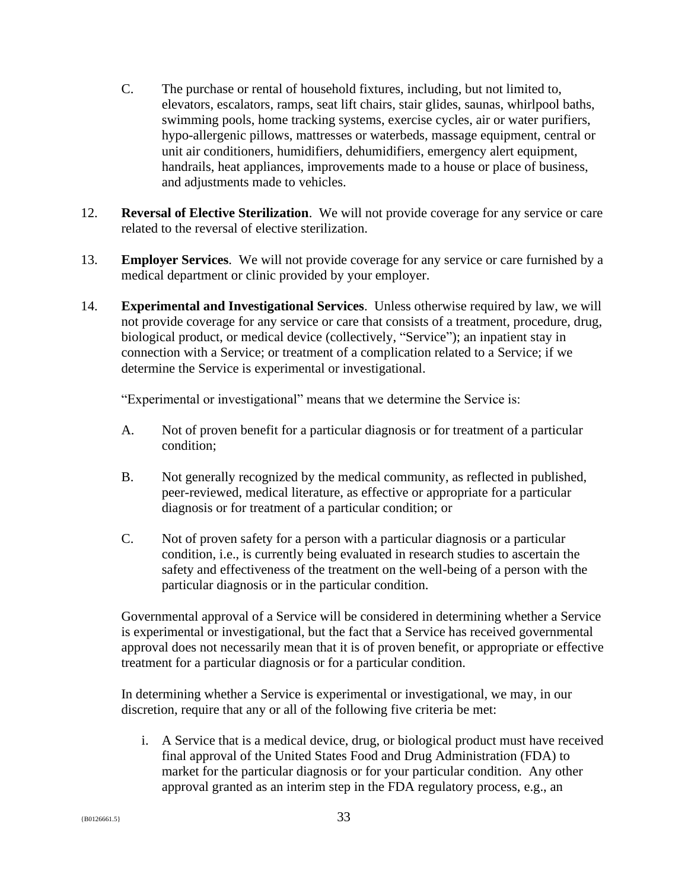C. The purchase or rental of household fixtures, including, but not limited to, elevators, escalators, ramps, seat lift chairs, stair glides, saunas, whirlpool baths, swimming pools, home tracking systems, exercise cycles, air or water purifiers, hypo-allergenic pillows, mattresses or waterbeds, massage equipment, central or unit air conditioners, humidifiers, dehumidifiers, emergency alert equipment, handrails, heat appliances, improvements made to a house or place of business, and adjustments made to vehicles.

12. **Reversal of Elective Sterilization**. We will not provide coverage for any service or care related to the reversal of elective sterilization.

13. **Employer Services**. We will not provide coverage for any service or care furnished by a medical department or clinic provided by your employer.

14. **Experimental and Investigational Services**. Unless otherwise required by law, we will not provide coverage for any service or care that consists of a treatment, procedure, drug, biological product, or medical device (collectively, "Service"); an inpatient stay in connection with a Service; or treatment of a complication related to a Service; if we determine the Service is experimental or investigational.

   "Experimental or investigational" means that we determine the Service is:

   A. Not of proven benefit for a particular diagnosis or for treatment of a particular condition;

   B. Not generally recognized by the medical community, as reflected in published, peer-reviewed, medical literature, as effective or appropriate for a particular diagnosis or for treatment of a particular condition; or

   C. Not of proven safety for a person with a particular diagnosis or a particular condition, i.e., is currently being evaluated in research studies to ascertain the safety and effectiveness of the treatment on the well-being of a person with the particular diagnosis or in the particular condition.

   Governmental approval of a Service will be considered in determining whether a Service is experimental or investigational, but the fact that a Service has received governmental approval does not necessarily mean that it is of proven benefit, or appropriate or effective treatment for a particular diagnosis or for a particular condition.

   In determining whether a Service is experimental or investigational, we may, in our discretion, require that any or all of the following five criteria be met:

   i. A Service that is a medical device, drug, or biological product must have received final approval of the United States Food and Drug Administration (FDA) to market for the particular diagnosis or for your particular condition. Any other approval granted as an interim step in the FDA regulatory process, e.g., an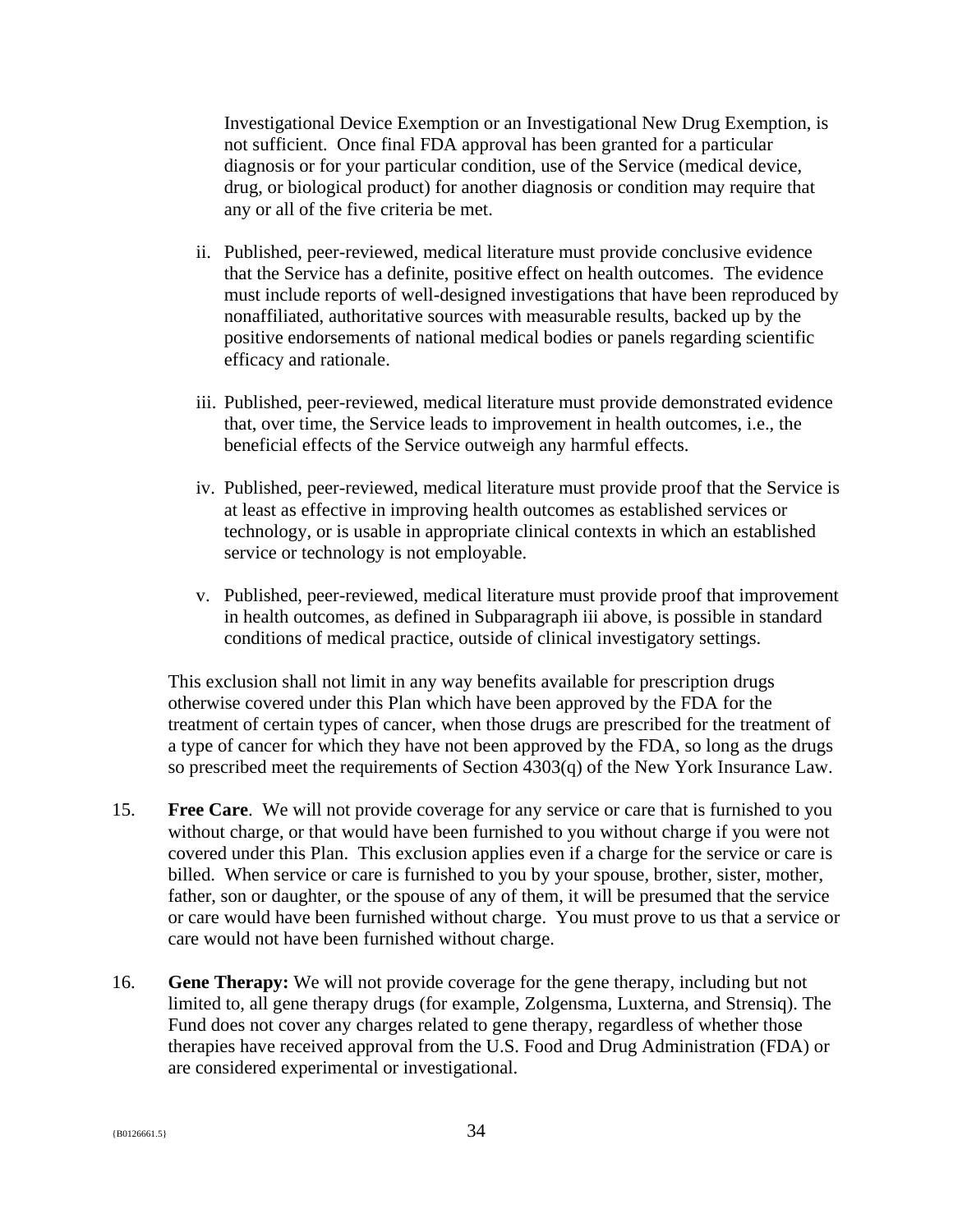Investigational Device Exemption or an Investigational New Drug Exemption, is not sufficient. Once final FDA approval has been granted for a particular diagnosis or for your particular condition, use of the Service (medical device, drug, or biological product) for another diagnosis or condition may require that any or all of the five criteria be met.

ii. Published, peer-reviewed, medical literature must provide conclusive evidence that the Service has a definite, positive effect on health outcomes. The evidence must include reports of well-designed investigations that have been reproduced by nonaffiliated, authoritative sources with measurable results, backed up by the positive endorsements of national medical bodies or panels regarding scientific efficacy and rationale.

iii. Published, peer-reviewed, medical literature must provide demonstrated evidence that, over time, the Service leads to improvement in health outcomes, i.e., the beneficial effects of the Service outweigh any harmful effects.

iv. Published, peer-reviewed, medical literature must provide proof that the Service is at least as effective in improving health outcomes as established services or technology, or is usable in appropriate clinical contexts in which an established service or technology is not employable.

v. Published, peer-reviewed, medical literature must provide proof that improvement in health outcomes, as defined in Subparagraph iii above, is possible in standard conditions of medical practice, outside of clinical investigatory settings.

This exclusion shall not limit in any way benefits available for prescription drugs otherwise covered under this Plan which have been approved by the FDA for the treatment of certain types of cancer, when those drugs are prescribed for the treatment of a type of cancer for which they have not been approved by the FDA, so long as the drugs so prescribed meet the requirements of Section 4303(q) of the New York Insurance Law.

15. **Free Care**. We will not provide coverage for any service or care that is furnished to you without charge, or that would have been furnished to you without charge if you were not covered under this Plan. This exclusion applies even if a charge for the service or care is billed. When service or care is furnished to you by your spouse, brother, sister, mother, father, son or daughter, or the spouse of any of them, it will be presumed that the service or care would have been furnished without charge. You must prove to us that a service or care would not have been furnished without charge.

16. **Gene Therapy:** We will not provide coverage for the gene therapy, including but not limited to, all gene therapy drugs (for example, Zolgensma, Luxterna, and Strensiq). The Fund does not cover any charges related to gene therapy, regardless of whether those therapies have received approval from the U.S. Food and Drug Administration (FDA) or are considered experimental or investigational.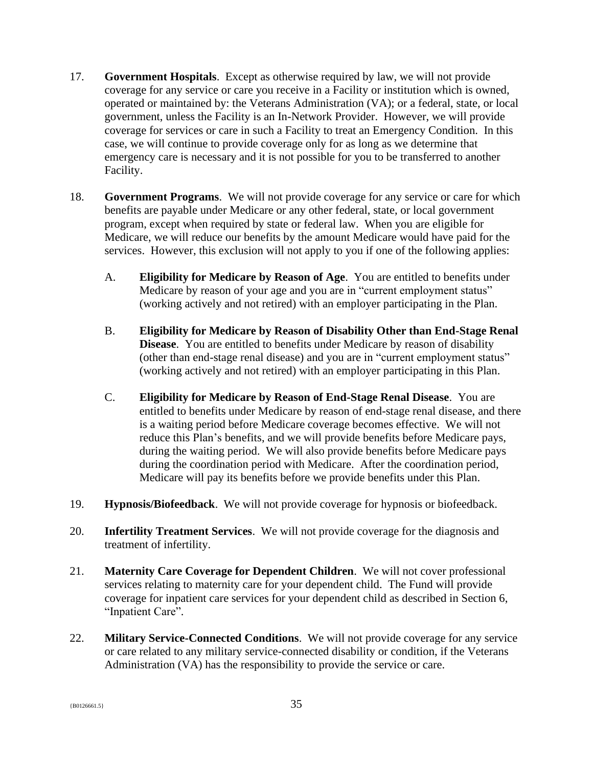17. **Government Hospitals**. Except as otherwise required by law, we will not provide coverage for any service or care you receive in a Facility or institution which is owned, operated or maintained by: the Veterans Administration (VA); or a federal, state, or local government, unless the Facility is an In-Network Provider. However, we will provide coverage for services or care in such a Facility to treat an Emergency Condition. In this case, we will continue to provide coverage only for as long as we determine that emergency care is necessary and it is not possible for you to be transferred to another Facility.

18. **Government Programs**. We will not provide coverage for any service or care for which benefits are payable under Medicare or any other federal, state, or local government program, except when required by state or federal law. When you are eligible for Medicare, we will reduce our benefits by the amount Medicare would have paid for the services. However, this exclusion will not apply to you if one of the following applies:

    A. **Eligibility for Medicare by Reason of Age**. You are entitled to benefits under Medicare by reason of your age and you are in "current employment status" (working actively and not retired) with an employer participating in the Plan.

    B. **Eligibility for Medicare by Reason of Disability Other than End-Stage Renal Disease**. You are entitled to benefits under Medicare by reason of disability (other than end-stage renal disease) and you are in "current employment status" (working actively and not retired) with an employer participating in this Plan.

    C. **Eligibility for Medicare by Reason of End-Stage Renal Disease**. You are entitled to benefits under Medicare by reason of end-stage renal disease, and there is a waiting period before Medicare coverage becomes effective. We will not reduce this Plan's benefits, and we will provide benefits before Medicare pays, during the waiting period. We will also provide benefits before Medicare pays during the coordination period with Medicare. After the coordination period, Medicare will pay its benefits before we provide benefits under this Plan.

19. **Hypnosis/Biofeedback**. We will not provide coverage for hypnosis or biofeedback.

20. **Infertility Treatment Services**. We will not provide coverage for the diagnosis and treatment of infertility.

21. **Maternity Care Coverage for Dependent Children**. We will not cover professional services relating to maternity care for your dependent child. The Fund will provide coverage for inpatient care services for your dependent child as described in Section 6, "Inpatient Care".

22. **Military Service-Connected Conditions**. We will not provide coverage for any service or care related to any military service-connected disability or condition, if the Veterans Administration (VA) has the responsibility to provide the service or care.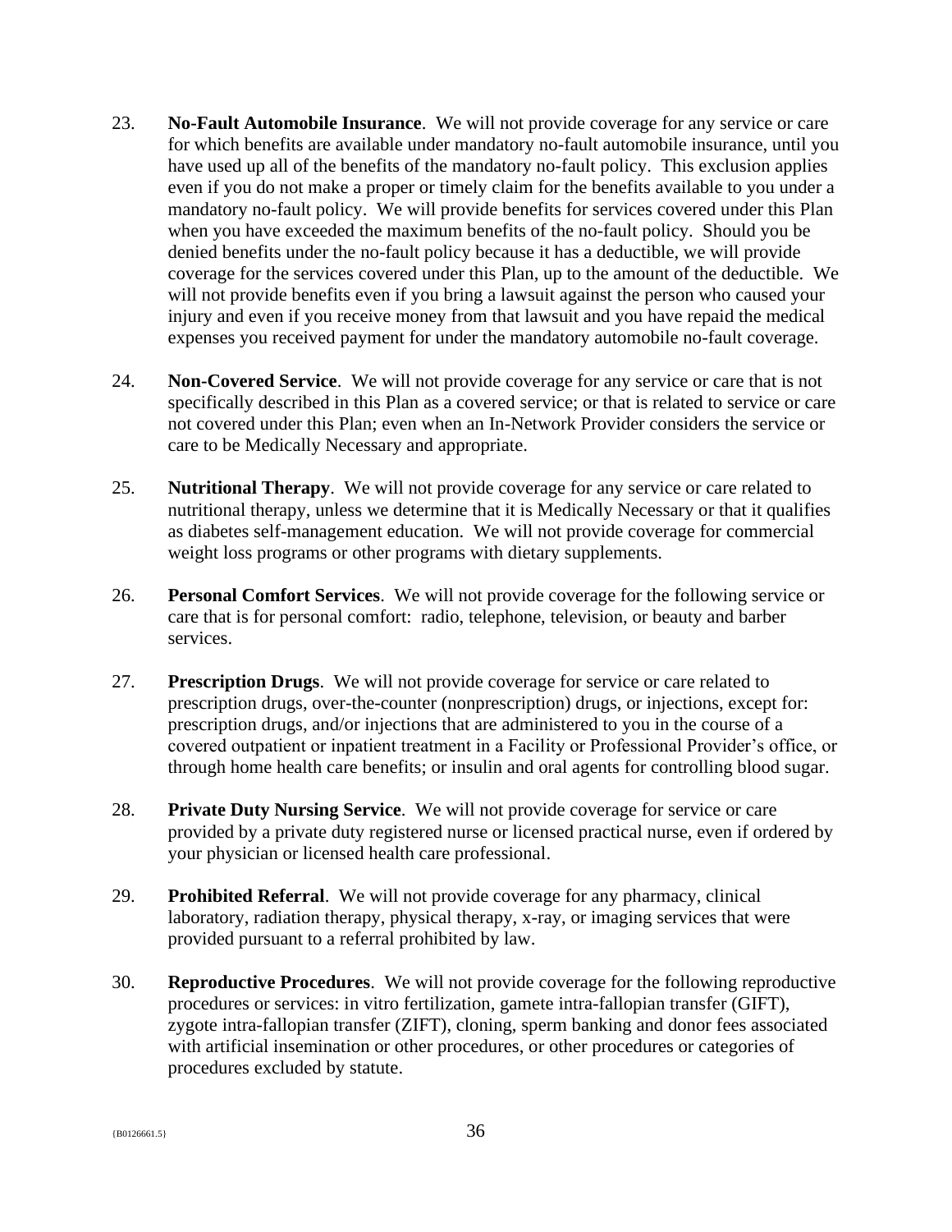23. **No-Fault Automobile Insurance**. We will not provide coverage for any service or care for which benefits are available under mandatory no-fault automobile insurance, until you have used up all of the benefits of the mandatory no-fault policy. This exclusion applies even if you do not make a proper or timely claim for the benefits available to you under a mandatory no-fault policy. We will provide benefits for services covered under this Plan when you have exceeded the maximum benefits of the no-fault policy. Should you be denied benefits under the no-fault policy because it has a deductible, we will provide coverage for the services covered under this Plan, up to the amount of the deductible. We will not provide benefits even if you bring a lawsuit against the person who caused your injury and even if you receive money from that lawsuit and you have repaid the medical expenses you received payment for under the mandatory automobile no-fault coverage.

24. **Non-Covered Service**. We will not provide coverage for any service or care that is not specifically described in this Plan as a covered service; or that is related to service or care not covered under this Plan; even when an In-Network Provider considers the service or care to be Medically Necessary and appropriate.

25. **Nutritional Therapy**. We will not provide coverage for any service or care related to nutritional therapy, unless we determine that it is Medically Necessary or that it qualifies as diabetes self-management education. We will not provide coverage for commercial weight loss programs or other programs with dietary supplements.

26. **Personal Comfort Services**. We will not provide coverage for the following service or care that is for personal comfort: radio, telephone, television, or beauty and barber services.

27. **Prescription Drugs**. We will not provide coverage for service or care related to prescription drugs, over-the-counter (nonprescription) drugs, or injections, except for: prescription drugs, and/or injections that are administered to you in the course of a covered outpatient or inpatient treatment in a Facility or Professional Provider's office, or through home health care benefits; or insulin and oral agents for controlling blood sugar.

28. **Private Duty Nursing Service**. We will not provide coverage for service or care provided by a private duty registered nurse or licensed practical nurse, even if ordered by your physician or licensed health care professional.

29. **Prohibited Referral**. We will not provide coverage for any pharmacy, clinical laboratory, radiation therapy, physical therapy, x-ray, or imaging services that were provided pursuant to a referral prohibited by law.

30. **Reproductive Procedures**. We will not provide coverage for the following reproductive procedures or services: in vitro fertilization, gamete intra-fallopian transfer (GIFT), zygote intra-fallopian transfer (ZIFT), cloning, sperm banking and donor fees associated with artificial insemination or other procedures, or other procedures or categories of procedures excluded by statute.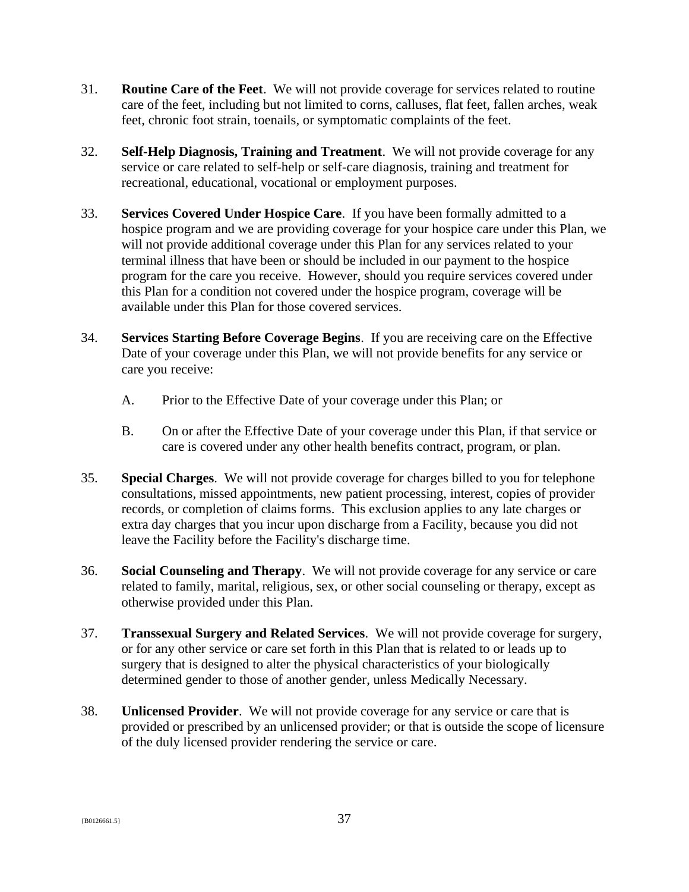31. **Routine Care of the Feet**. We will not provide coverage for services related to routine care of the feet, including but not limited to corns, calluses, flat feet, fallen arches, weak feet, chronic foot strain, toenails, or symptomatic complaints of the feet.

32. **Self-Help Diagnosis, Training and Treatment**. We will not provide coverage for any service or care related to self-help or self-care diagnosis, training and treatment for recreational, educational, vocational or employment purposes.

33. **Services Covered Under Hospice Care**. If you have been formally admitted to a hospice program and we are providing coverage for your hospice care under this Plan, we will not provide additional coverage under this Plan for any services related to your terminal illness that have been or should be included in our payment to the hospice program for the care you receive. However, should you require services covered under this Plan for a condition not covered under the hospice program, coverage will be available under this Plan for those covered services.

34. **Services Starting Before Coverage Begins**. If you are receiving care on the Effective Date of your coverage under this Plan, we will not provide benefits for any service or care you receive:

    A. Prior to the Effective Date of your coverage under this Plan; or

    B. On or after the Effective Date of your coverage under this Plan, if that service or care is covered under any other health benefits contract, program, or plan.

35. **Special Charges**. We will not provide coverage for charges billed to you for telephone consultations, missed appointments, new patient processing, interest, copies of provider records, or completion of claims forms. This exclusion applies to any late charges or extra day charges that you incur upon discharge from a Facility, because you did not leave the Facility before the Facility's discharge time.

36. **Social Counseling and Therapy**. We will not provide coverage for any service or care related to family, marital, religious, sex, or other social counseling or therapy, except as otherwise provided under this Plan.

37. **Transsexual Surgery and Related Services**. We will not provide coverage for surgery, or for any other service or care set forth in this Plan that is related to or leads up to surgery that is designed to alter the physical characteristics of your biologically determined gender to those of another gender, unless Medically Necessary.

38. **Unlicensed Provider**. We will not provide coverage for any service or care that is provided or prescribed by an unlicensed provider; or that is outside the scope of licensure of the duly licensed provider rendering the service or care.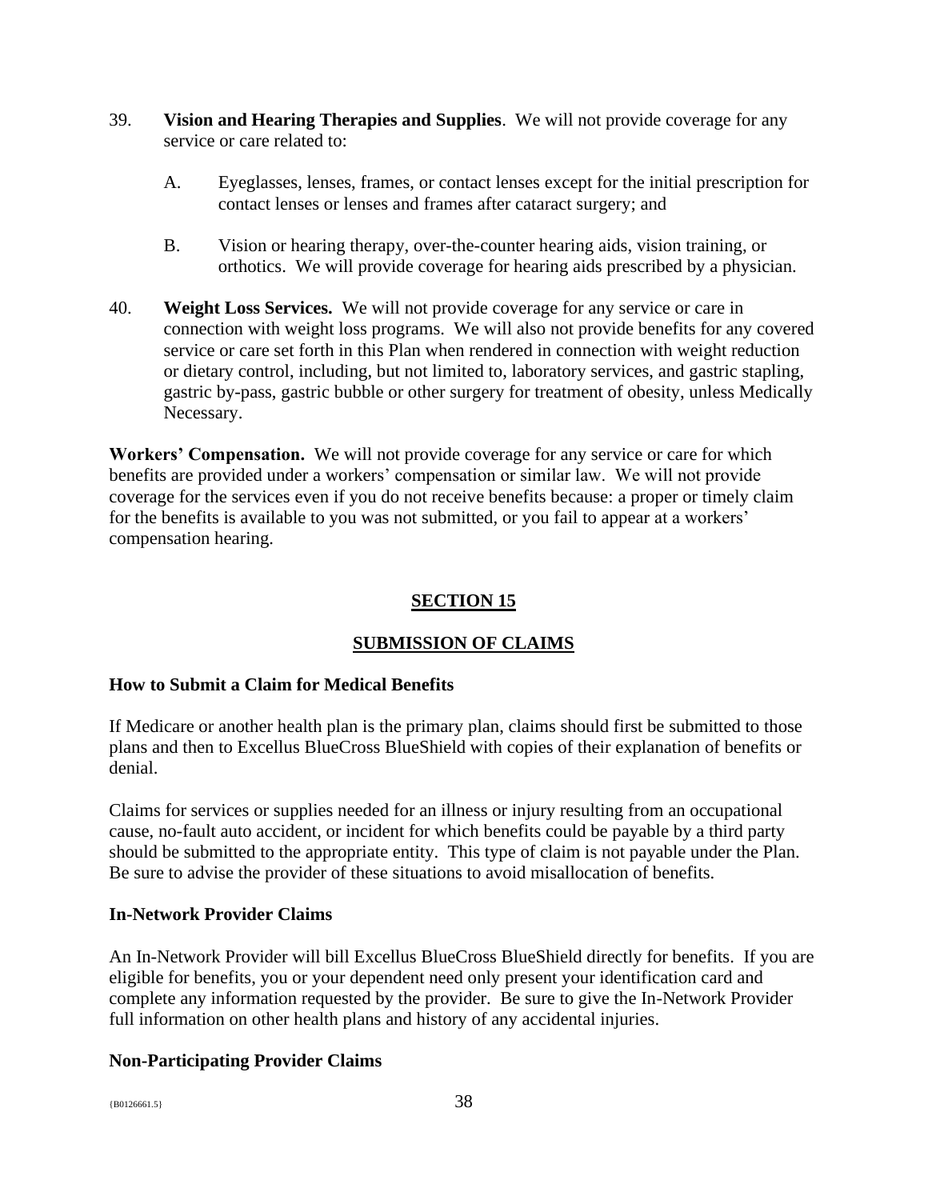39. **Vision and Hearing Therapies and Supplies**. We will not provide coverage for any service or care related to:

    A. Eyeglasses, lenses, frames, or contact lenses except for the initial prescription for contact lenses or lenses and frames after cataract surgery; and

    B. Vision or hearing therapy, over-the-counter hearing aids, vision training, or orthotics. We will provide coverage for hearing aids prescribed by a physician.

40. **Weight Loss Services.** We will not provide coverage for any service or care in connection with weight loss programs. We will also not provide benefits for any covered service or care set forth in this Plan when rendered in connection with weight reduction or dietary control, including, but not limited to, laboratory services, and gastric stapling, gastric by-pass, gastric bubble or other surgery for treatment of obesity, unless Medically Necessary.

**Workers' Compensation.** We will not provide coverage for any service or care for which benefits are provided under a workers' compensation or similar law. We will not provide coverage for the services even if you do not receive benefits because: a proper or timely claim for the benefits is available to you was not submitted, or you fail to appear at a workers' compensation hearing.

## SECTION 15

## SUBMISSION OF CLAIMS

### How to Submit a Claim for Medical Benefits

If Medicare or another health plan is the primary plan, claims should first be submitted to those plans and then to Excellus BlueCross BlueShield with copies of their explanation of benefits or denial.

Claims for services or supplies needed for an illness or injury resulting from an occupational cause, no-fault auto accident, or incident for which benefits could be payable by a third party should be submitted to the appropriate entity. This type of claim is not payable under the Plan. Be sure to advise the provider of these situations to avoid misallocation of benefits.

### In-Network Provider Claims

An In-Network Provider will bill Excellus BlueCross BlueShield directly for benefits. If you are eligible for benefits, you or your dependent need only present your identification card and complete any information requested by the provider. Be sure to give the In-Network Provider full information on other health plans and history of any accidental injuries.

### Non-Participating Provider Claims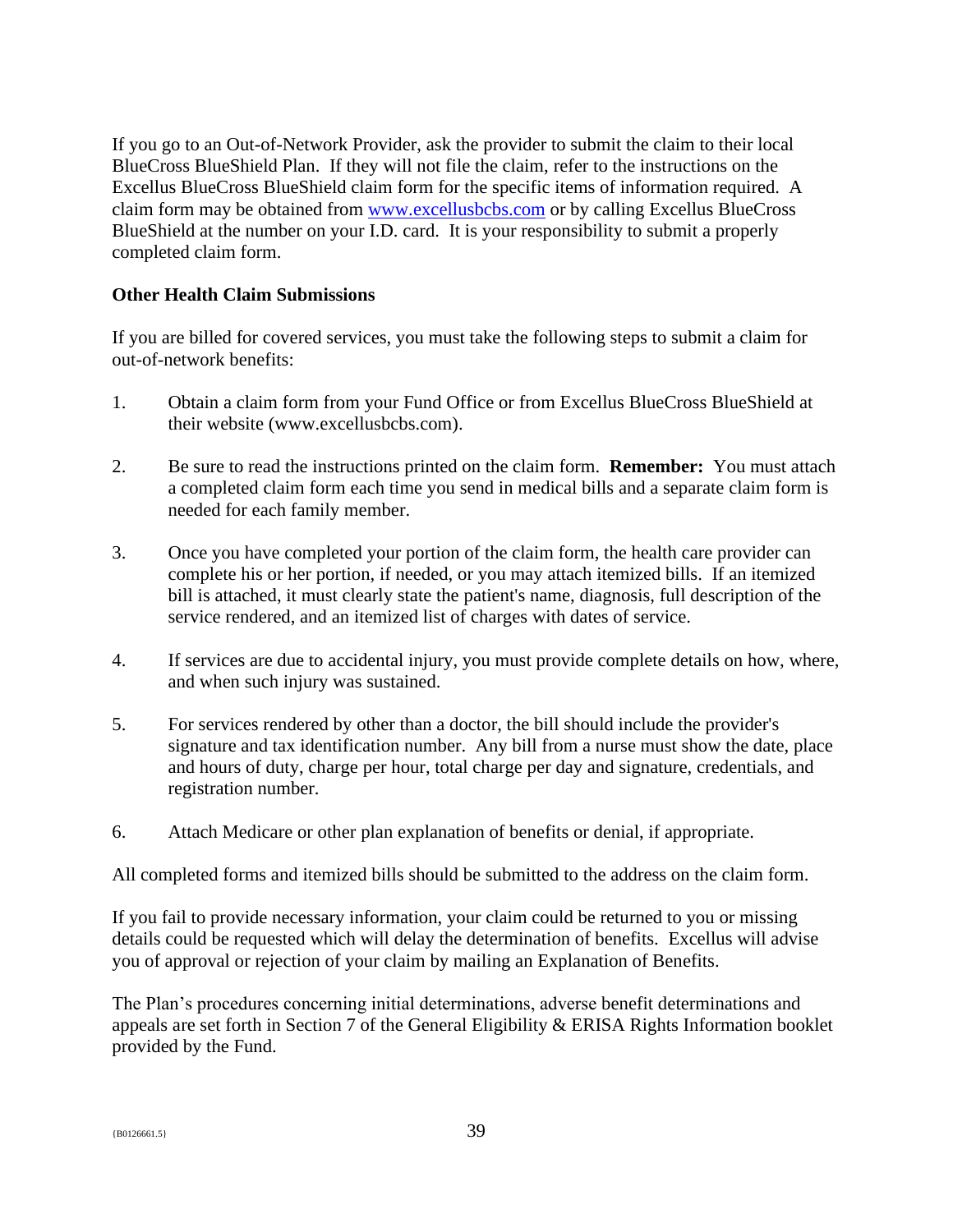If you go to an Out-of-Network Provider, ask the provider to submit the claim to their local BlueCross BlueShield Plan. If they will not file the claim, refer to the instructions on the Excellus BlueCross BlueShield claim form for the specific items of information required. A claim form may be obtained from [www.excellusbcbs.com](http://www.excellusbcbs.com) or by calling Excellus BlueCross BlueShield at the number on your I.D. card. It is your responsibility to submit a properly completed claim form.

**Other Health Claim Submissions**

If you are billed for covered services, you must take the following steps to submit a claim for out-of-network benefits:

1. Obtain a claim form from your Fund Office or from Excellus BlueCross BlueShield at their website (www.excellusbcbs.com).

2. Be sure to read the instructions printed on the claim form. **Remember:** You must attach a completed claim form each time you send in medical bills and a separate claim form is needed for each family member.

3. Once you have completed your portion of the claim form, the health care provider can complete his or her portion, if needed, or you may attach itemized bills. If an itemized bill is attached, it must clearly state the patient's name, diagnosis, full description of the service rendered, and an itemized list of charges with dates of service.

4. If services are due to accidental injury, you must provide complete details on how, where, and when such injury was sustained.

5. For services rendered by other than a doctor, the bill should include the provider's signature and tax identification number. Any bill from a nurse must show the date, place and hours of duty, charge per hour, total charge per day and signature, credentials, and registration number.

6. Attach Medicare or other plan explanation of benefits or denial, if appropriate.

All completed forms and itemized bills should be submitted to the address on the claim form.

If you fail to provide necessary information, your claim could be returned to you or missing details could be requested which will delay the determination of benefits. Excellus will advise you of approval or rejection of your claim by mailing an Explanation of Benefits.

The Plan's procedures concerning initial determinations, adverse benefit determinations and appeals are set forth in Section 7 of the General Eligibility & ERISA Rights Information booklet provided by the Fund.